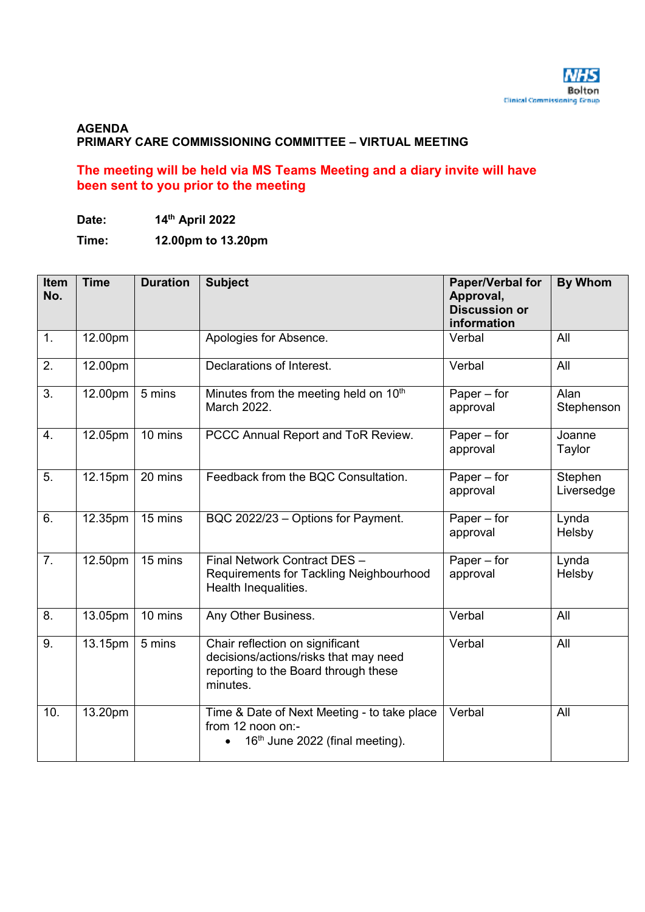NHS Bolton Clinical Commissioning Group

**AGENDA**
**PRIMARY CARE COMMISSIONING COMMITTEE – VIRTUAL MEETING**

**The meeting will be held via MS Teams Meeting and a diary invite will have been sent to you prior to the meeting**

**Date:** 14th April 2022

**Time:** 12.00pm to 13.20pm

| Item No. | Time | Duration | Subject | Paper/Verbal for Approval, Discussion or information | By Whom |
|---|---|---|---|---|---|
| 1. | 12.00pm | | Apologies for Absence. | Verbal | All |
| 2. | 12.00pm | | Declarations of Interest. | Verbal | All |
| 3. | 12.00pm | 5 mins | Minutes from the meeting held on 10th March 2022. | Paper – for approval | Alan Stephenson |
| 4. | 12.05pm | 10 mins | PCCC Annual Report and ToR Review. | Paper – for approval | Joanne Taylor |
| 5. | 12.15pm | 20 mins | Feedback from the BQC Consultation. | Paper – for approval | Stephen Liversedge |
| 6. | 12.35pm | 15 mins | BQC 2022/23 – Options for Payment. | Paper – for approval | Lynda Helsby |
| 7. | 12.50pm | 15 mins | Final Network Contract DES – Requirements for Tackling Neighbourhood Health Inequalities. | Paper – for approval | Lynda Helsby |
| 8. | 13.05pm | 10 mins | Any Other Business. | Verbal | All |
| 9. | 13.15pm | 5 mins | Chair reflection on significant decisions/actions/risks that may need reporting to the Board through these minutes. | Verbal | All |
| 10. | 13.20pm | | Time & Date of Next Meeting - to take place from 12 noon on:- <br>• 16th June 2022 (final meeting). | Verbal | All |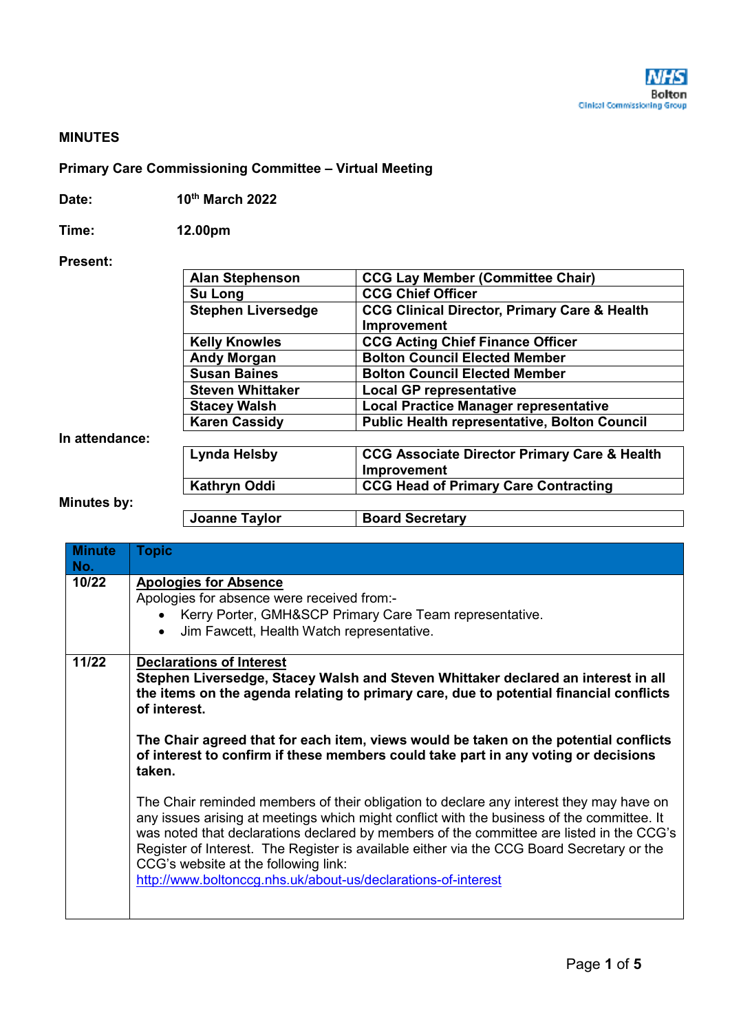# MINUTES

**Primary Care Commissioning Committee – Virtual Meeting**

**Date:** 10th March 2022

**Time:** 12.00pm

**Present:**

| | |
|---|---|
| **Alan Stephenson** | **CCG Lay Member (Committee Chair)** |
| **Su Long** | **CCG Chief Officer** |
| **Stephen Liversedge** | **CCG Clinical Director, Primary Care & Health Improvement** |
| **Kelly Knowles** | **CCG Acting Chief Finance Officer** |
| **Andy Morgan** | **Bolton Council Elected Member** |
| **Susan Baines** | **Bolton Council Elected Member** |
| **Steven Whittaker** | **Local GP representative** |
| **Stacey Walsh** | **Local Practice Manager representative** |
| **Karen Cassidy** | **Public Health representative, Bolton Council** |

**In attendance:**

| | |
|---|---|
| **Lynda Helsby** | **CCG Associate Director Primary Care & Health Improvement** |
| **Kathryn Oddi** | **CCG Head of Primary Care Contracting** |

**Minutes by:**

| | |
|---|---|
| **Joanne Taylor** | **Board Secretary** |

| Minute No. | Topic |
|---|---|
| **10/22** | <u>**Apologies for Absence**</u><br>Apologies for absence were received from:-<br>• Kerry Porter, GMH&SCP Primary Care Team representative.<br>• Jim Fawcett, Health Watch representative. |
| **11/22** | <u>**Declarations of Interest**</u><br>**Stephen Liversedge, Stacey Walsh and Steven Whittaker declared an interest in all the items on the agenda relating to primary care, due to potential financial conflicts of interest.**<br><br>**The Chair agreed that for each item, views would be taken on the potential conflicts of interest to confirm if these members could take part in any voting or decisions taken.**<br><br>The Chair reminded members of their obligation to declare any interest they may have on any issues arising at meetings which might conflict with the business of the committee. It was noted that declarations declared by members of the committee are listed in the CCG's Register of Interest. The Register is available either via the CCG Board Secretary or the CCG's website at the following link:<br>http://www.boltonccg.nhs.uk/about-us/declarations-of-interest |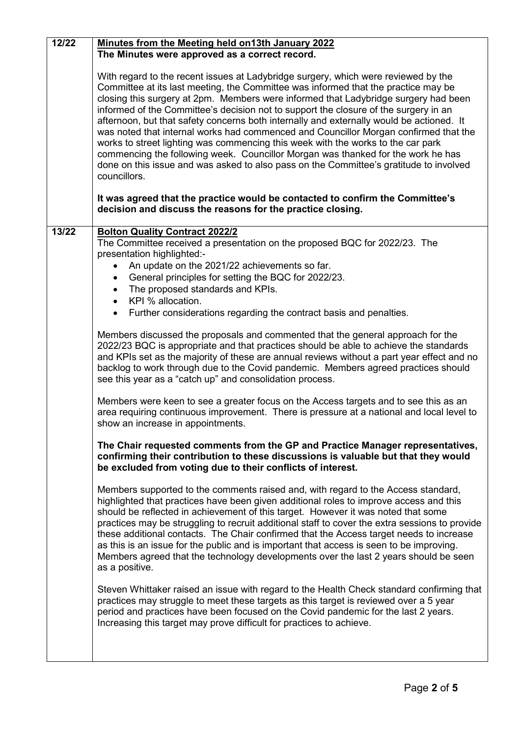| | |
|---|---|
| 12/22 | **Minutes from the Meeting held on13th January 2022**<br>**The Minutes were approved as a correct record.**<br><br>With regard to the recent issues at Ladybridge surgery, which were reviewed by the Committee at its last meeting, the Committee was informed that the practice may be closing this surgery at 2pm. Members were informed that Ladybridge surgery had been informed of the Committee's decision not to support the closure of the surgery in an afternoon, but that safety concerns both internally and externally would be actioned. It was noted that internal works had commenced and Councillor Morgan confirmed that the works to street lighting was commencing this week with the works to the car park commencing the following week. Councillor Morgan was thanked for the work he has done on this issue and was asked to also pass on the Committee's gratitude to involved councillors.<br><br>**It was agreed that the practice would be contacted to confirm the Committee's decision and discuss the reasons for the practice closing.** |
| 13/22 | **Bolton Quality Contract 2022/2**<br>The Committee received a presentation on the proposed BQC for 2022/23. The presentation highlighted:-<br>• An update on the 2021/22 achievements so far.<br>• General principles for setting the BQC for 2022/23.<br>• The proposed standards and KPIs.<br>• KPI % allocation.<br>• Further considerations regarding the contract basis and penalties.<br><br>Members discussed the proposals and commented that the general approach for the 2022/23 BQC is appropriate and that practices should be able to achieve the standards and KPIs set as the majority of these are annual reviews without a part year effect and no backlog to work through due to the Covid pandemic. Members agreed practices should see this year as a "catch up" and consolidation process.<br><br>Members were keen to see a greater focus on the Access targets and to see this as an area requiring continuous improvement. There is pressure at a national and local level to show an increase in appointments.<br><br>**The Chair requested comments from the GP and Practice Manager representatives, confirming their contribution to these discussions is valuable but that they would be excluded from voting due to their conflicts of interest.**<br><br>Members supported to the comments raised and, with regard to the Access standard, highlighted that practices have been given additional roles to improve access and this should be reflected in achievement of this target. However it was noted that some practices may be struggling to recruit additional staff to cover the extra sessions to provide these additional contacts. The Chair confirmed that the Access target needs to increase as this is an issue for the public and is important that access is seen to be improving. Members agreed that the technology developments over the last 2 years should be seen as a positive.<br><br>Steven Whittaker raised an issue with regard to the Health Check standard confirming that practices may struggle to meet these targets as this target is reviewed over a 5 year period and practices have been focused on the Covid pandemic for the last 2 years. Increasing this target may prove difficult for practices to achieve. |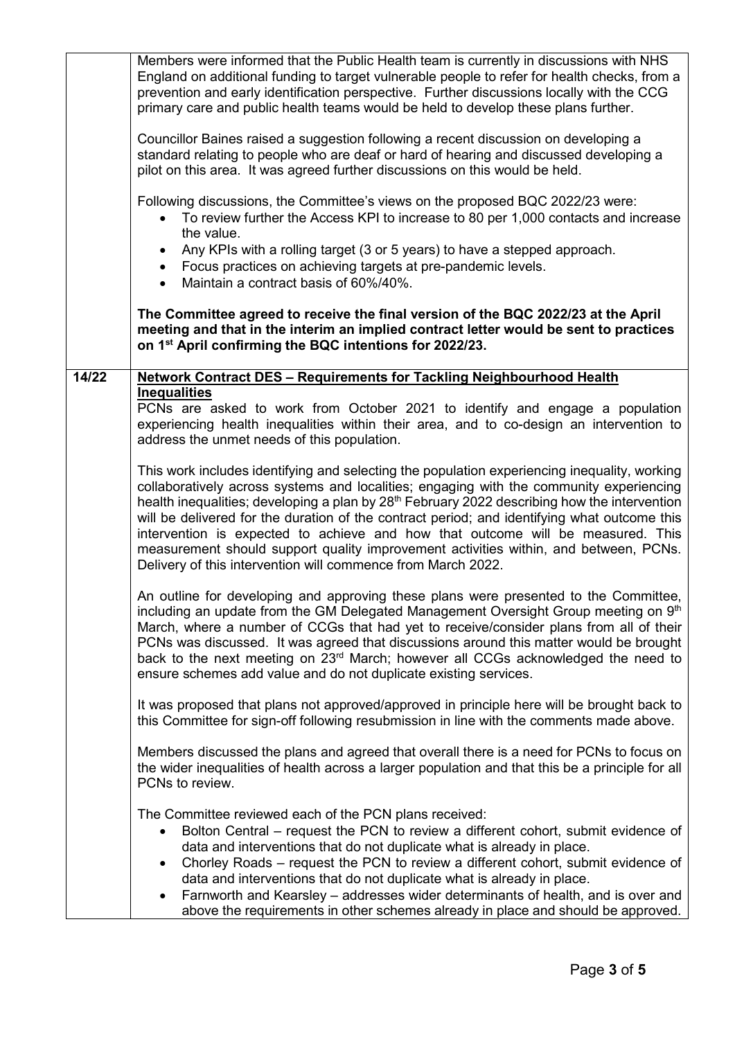| | |
|---|---|
| | Members were informed that the Public Health team is currently in discussions with NHS England on additional funding to target vulnerable people to refer for health checks, from a prevention and early identification perspective. Further discussions locally with the CCG primary care and public health teams would be held to develop these plans further.<br><br>Councillor Baines raised a suggestion following a recent discussion on developing a standard relating to people who are deaf or hard of hearing and discussed developing a pilot on this area. It was agreed further discussions on this would be held.<br><br>Following discussions, the Committee's views on the proposed BQC 2022/23 were:<br>• To review further the Access KPI to increase to 80 per 1,000 contacts and increase the value.<br>• Any KPIs with a rolling target (3 or 5 years) to have a stepped approach.<br>• Focus practices on achieving targets at pre-pandemic levels.<br>• Maintain a contract basis of 60%/40%.<br><br>**The Committee agreed to receive the final version of the BQC 2022/23 at the April meeting and that in the interim an implied contract letter would be sent to practices on 1st April confirming the BQC intentions for 2022/23.** |
| **14/22** | **Network Contract DES – Requirements for Tackling Neighbourhood Health Inequalities**<br>PCNs are asked to work from October 2021 to identify and engage a population experiencing health inequalities within their area, and to co-design an intervention to address the unmet needs of this population.<br><br>This work includes identifying and selecting the population experiencing inequality, working collaboratively across systems and localities; engaging with the community experiencing health inequalities; developing a plan by 28th February 2022 describing how the intervention will be delivered for the duration of the contract period; and identifying what outcome this intervention is expected to achieve and how that outcome will be measured. This measurement should support quality improvement activities within, and between, PCNs. Delivery of this intervention will commence from March 2022.<br><br>An outline for developing and approving these plans were presented to the Committee, including an update from the GM Delegated Management Oversight Group meeting on 9th March, where a number of CCGs that had yet to receive/consider plans from all of their PCNs was discussed. It was agreed that discussions around this matter would be brought back to the next meeting on 23rd March; however all CCGs acknowledged the need to ensure schemes add value and do not duplicate existing services.<br><br>It was proposed that plans not approved/approved in principle here will be brought back to this Committee for sign-off following resubmission in line with the comments made above.<br><br>Members discussed the plans and agreed that overall there is a need for PCNs to focus on the wider inequalities of health across a larger population and that this be a principle for all PCNs to review.<br><br>The Committee reviewed each of the PCN plans received:<br>• Bolton Central – request the PCN to review a different cohort, submit evidence of data and interventions that do not duplicate what is already in place.<br>• Chorley Roads – request the PCN to review a different cohort, submit evidence of data and interventions that do not duplicate what is already in place.<br>• Farnworth and Kearsley – addresses wider determinants of health, and is over and above the requirements in other schemes already in place and should be approved. |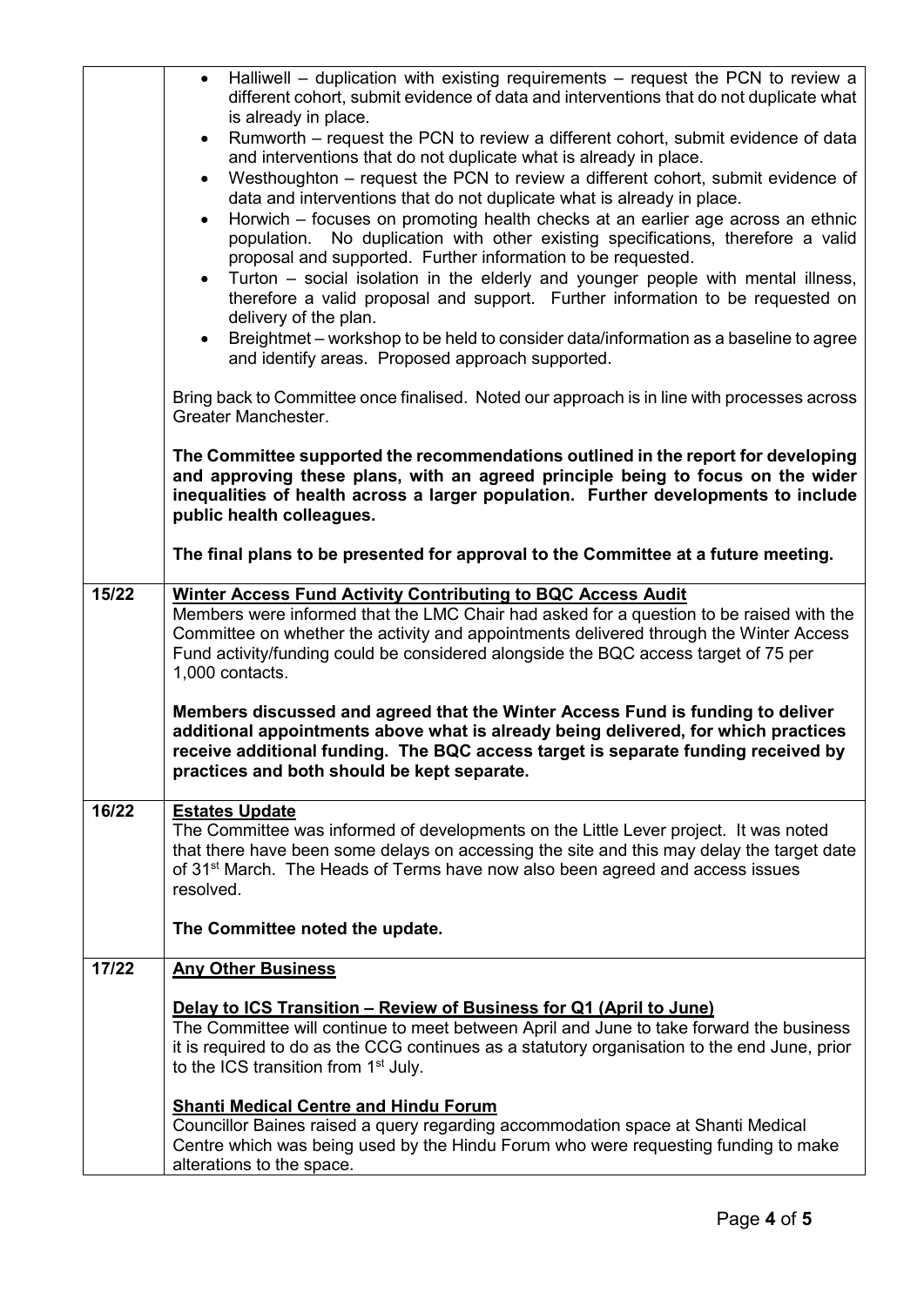| | |
|---|---|
| | • Halliwell – duplication with existing requirements – request the PCN to review a different cohort, submit evidence of data and interventions that do not duplicate what is already in place.<br>• Rumworth – request the PCN to review a different cohort, submit evidence of data and interventions that do not duplicate what is already in place.<br>• Westhoughton – request the PCN to review a different cohort, submit evidence of data and interventions that do not duplicate what is already in place.<br>• Horwich – focuses on promoting health checks at an earlier age across an ethnic population. No duplication with other existing specifications, therefore a valid proposal and supported. Further information to be requested.<br>• Turton – social isolation in the elderly and younger people with mental illness, therefore a valid proposal and support. Further information to be requested on delivery of the plan.<br>• Breightmet – workshop to be held to consider data/information as a baseline to agree and identify areas. Proposed approach supported.<br><br>Bring back to Committee once finalised. Noted our approach is in line with processes across Greater Manchester.<br><br>**The Committee supported the recommendations outlined in the report for developing and approving these plans, with an agreed principle being to focus on the wider inequalities of health across a larger population. Further developments to include public health colleagues.**<br><br>**The final plans to be presented for approval to the Committee at a future meeting.** |
| **15/22** | **Winter Access Fund Activity Contributing to BQC Access Audit**<br>Members were informed that the LMC Chair had asked for a question to be raised with the Committee on whether the activity and appointments delivered through the Winter Access Fund activity/funding could be considered alongside the BQC access target of 75 per 1,000 contacts.<br><br>**Members discussed and agreed that the Winter Access Fund is funding to deliver additional appointments above what is already being delivered, for which practices receive additional funding. The BQC access target is separate funding received by practices and both should be kept separate.** |
| **16/22** | **Estates Update**<br>The Committee was informed of developments on the Little Lever project. It was noted that there have been some delays on accessing the site and this may delay the target date of 31st March. The Heads of Terms have now also been agreed and access issues resolved.<br><br>**The Committee noted the update.** |
| **17/22** | **Any Other Business**<br><br>**Delay to ICS Transition – Review of Business for Q1 (April to June)**<br>The Committee will continue to meet between April and June to take forward the business it is required to do as the CCG continues as a statutory organisation to the end June, prior to the ICS transition from 1st July.<br><br>**Shanti Medical Centre and Hindu Forum**<br>Councillor Baines raised a query regarding accommodation space at Shanti Medical Centre which was being used by the Hindu Forum who were requesting funding to make alterations to the space. |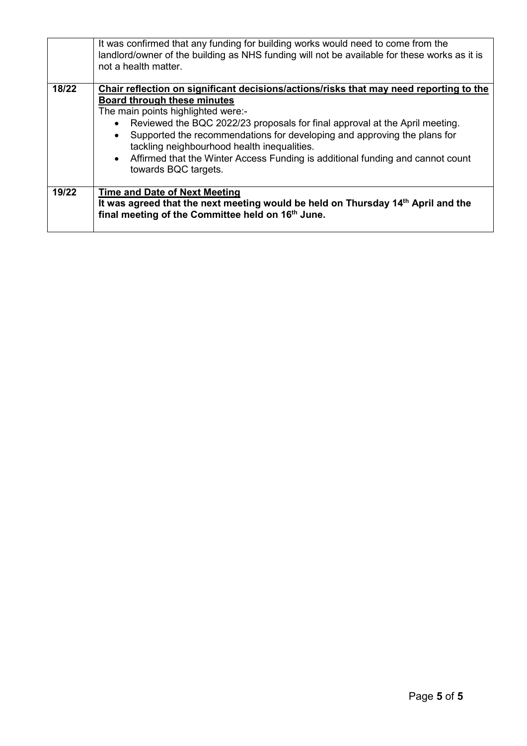| | |
|---|---|
| | It was confirmed that any funding for building works would need to come from the landlord/owner of the building as NHS funding will not be available for these works as it is not a health matter. |
| **18/22** | **Chair reflection on significant decisions/actions/risks that may need reporting to the Board through these minutes**<br>The main points highlighted were:-<br>• Reviewed the BQC 2022/23 proposals for final approval at the April meeting.<br>• Supported the recommendations for developing and approving the plans for tackling neighbourhood health inequalities.<br>• Affirmed that the Winter Access Funding is additional funding and cannot count towards BQC targets. |
| **19/22** | **Time and Date of Next Meeting**<br>**It was agreed that the next meeting would be held on Thursday 14th April and the final meeting of the Committee held on 16th June.** |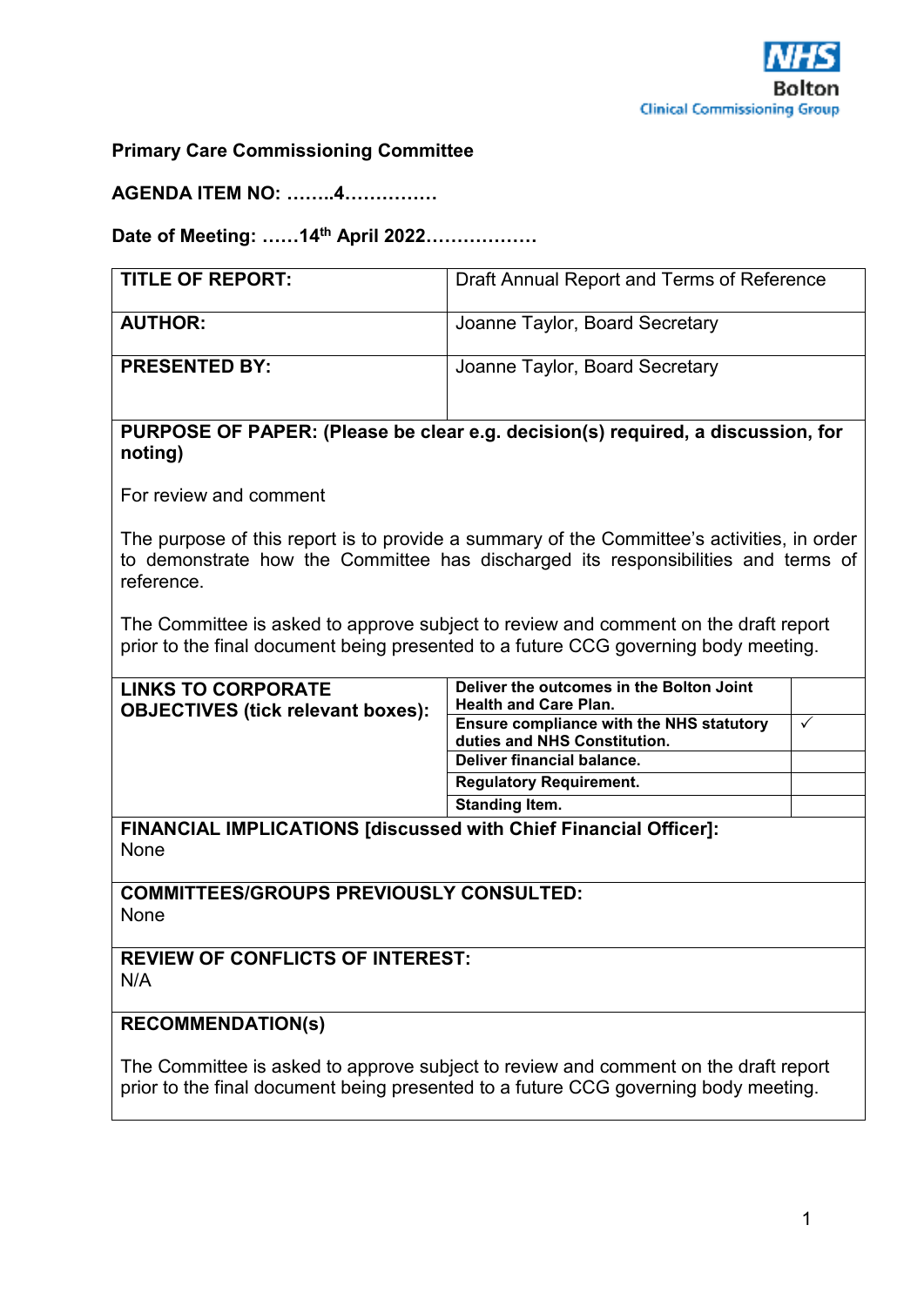NHS Bolton Clinical Commissioning Group

**Primary Care Commissioning Committee**

**AGENDA ITEM NO: ……..4……………**

**Date of Meeting: ……14th April 2022………………**

| | |
|---|---|
| **TITLE OF REPORT:** | Draft Annual Report and Terms of Reference |
| **AUTHOR:** | Joanne Taylor, Board Secretary |
| **PRESENTED BY:** | Joanne Taylor, Board Secretary |

**PURPOSE OF PAPER: (Please be clear e.g. decision(s) required, a discussion, for noting)**

For review and comment

The purpose of this report is to provide a summary of the Committee's activities, in order to demonstrate how the Committee has discharged its responsibilities and terms of reference.

The Committee is asked to approve subject to review and comment on the draft report prior to the final document being presented to a future CCG governing body meeting.

| **LINKS TO CORPORATE OBJECTIVES (tick relevant boxes):** | | |
|---|---|---|
| | **Deliver the outcomes in the Bolton Joint Health and Care Plan.** | |
| | **Ensure compliance with the NHS statutory duties and NHS Constitution.** | ✓ |
| | **Deliver financial balance.** | |
| | **Regulatory Requirement.** | |
| | **Standing Item.** | |

**FINANCIAL IMPLICATIONS [discussed with Chief Financial Officer]:**
None

**COMMITTEES/GROUPS PREVIOUSLY CONSULTED:**
None

**REVIEW OF CONFLICTS OF INTEREST:**
N/A

**RECOMMENDATION(s)**

The Committee is asked to approve subject to review and comment on the draft report prior to the final document being presented to a future CCG governing body meeting.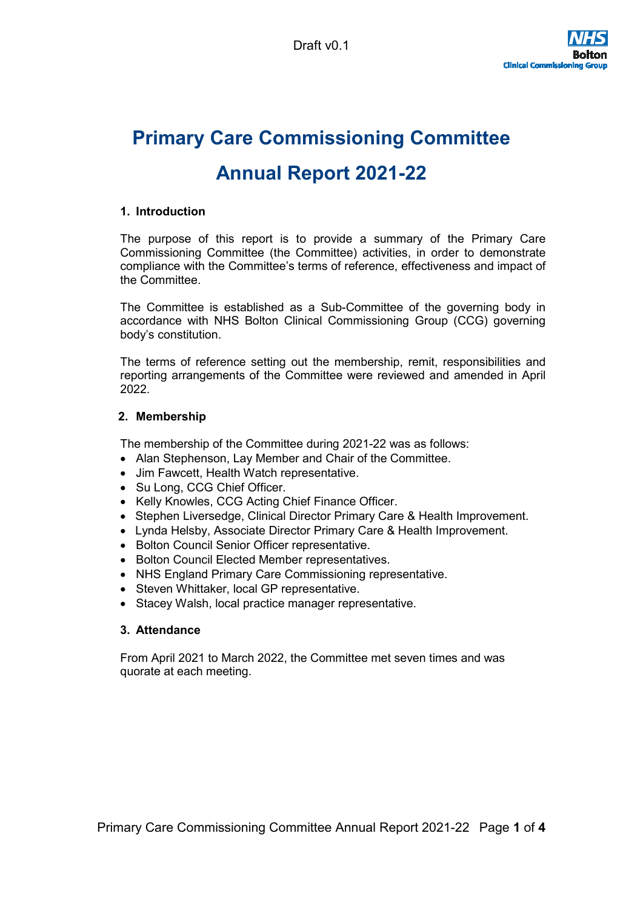Draft v0.1

# Primary Care Commissioning Committee

# Annual Report 2021-22

## 1. Introduction

The purpose of this report is to provide a summary of the Primary Care Commissioning Committee (the Committee) activities, in order to demonstrate compliance with the Committee's terms of reference, effectiveness and impact of the Committee.

The Committee is established as a Sub-Committee of the governing body in accordance with NHS Bolton Clinical Commissioning Group (CCG) governing body's constitution.

The terms of reference setting out the membership, remit, responsibilities and reporting arrangements of the Committee were reviewed and amended in April 2022.

## 2. Membership

The membership of the Committee during 2021-22 was as follows:

- Alan Stephenson, Lay Member and Chair of the Committee.
- Jim Fawcett, Health Watch representative.
- Su Long, CCG Chief Officer.
- Kelly Knowles, CCG Acting Chief Finance Officer.
- Stephen Liversedge, Clinical Director Primary Care & Health Improvement.
- Lynda Helsby, Associate Director Primary Care & Health Improvement.
- Bolton Council Senior Officer representative.
- Bolton Council Elected Member representatives.
- NHS England Primary Care Commissioning representative.
- Steven Whittaker, local GP representative.
- Stacey Walsh, local practice manager representative.

## 3. Attendance

From April 2021 to March 2022, the Committee met seven times and was quorate at each meeting.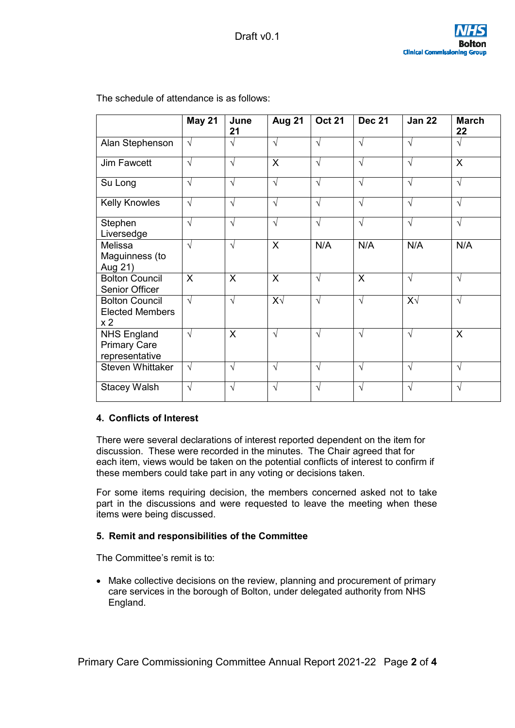The schedule of attendance is as follows:

| | May 21 | June 21 | Aug 21 | Oct 21 | Dec 21 | Jan 22 | March 22 |
|---|---|---|---|---|---|---|---|
| Alan Stephenson | √ | √ | √ | √ | √ | √ | √ |
| Jim Fawcett | √ | √ | X | √ | √ | √ | X |
| Su Long | √ | √ | √ | √ | √ | √ | √ |
| Kelly Knowles | √ | √ | √ | √ | √ | √ | √ |
| Stephen Liversedge | √ | √ | √ | √ | √ | √ | √ |
| Melissa Maguinness (to Aug 21) | √ | √ | X | N/A | N/A | N/A | N/A |
| Bolton Council Senior Officer | X | X | X | √ | X | √ | √ |
| Bolton Council Elected Members x 2 | √ | √ | X√ | √ | √ | X√ | √ |
| NHS England Primary Care representative | √ | X | √ | √ | √ | √ | X |
| Steven Whittaker | √ | √ | √ | √ | √ | √ | √ |
| Stacey Walsh | √ | √ | √ | √ | √ | √ | √ |

**4. Conflicts of Interest**

There were several declarations of interest reported dependent on the item for discussion. These were recorded in the minutes. The Chair agreed that for each item, views would be taken on the potential conflicts of interest to confirm if these members could take part in any voting or decisions taken.

For some items requiring decision, the members concerned asked not to take part in the discussions and were requested to leave the meeting when these items were being discussed.

**5. Remit and responsibilities of the Committee**

The Committee's remit is to:

- Make collective decisions on the review, planning and procurement of primary care services in the borough of Bolton, under delegated authority from NHS England.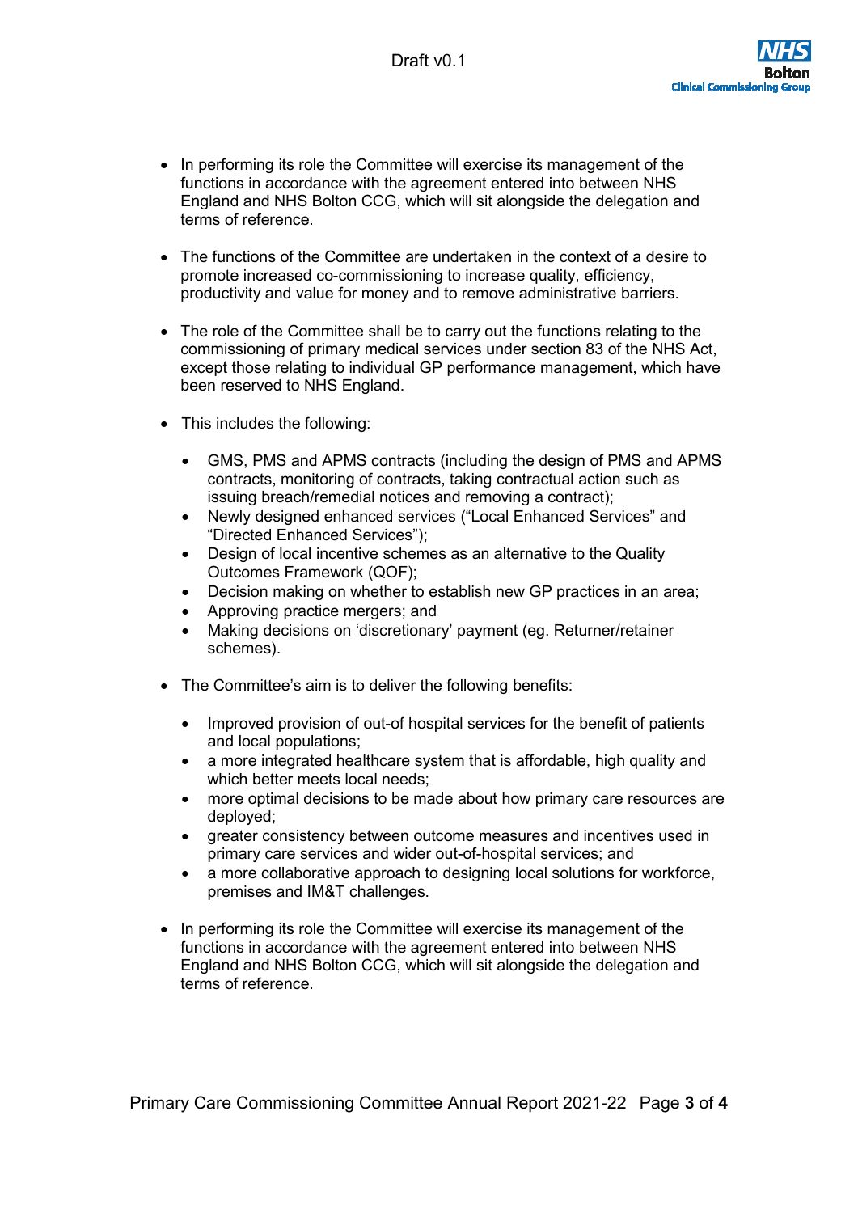- In performing its role the Committee will exercise its management of the functions in accordance with the agreement entered into between NHS England and NHS Bolton CCG, which will sit alongside the delegation and terms of reference.

- The functions of the Committee are undertaken in the context of a desire to promote increased co-commissioning to increase quality, efficiency, productivity and value for money and to remove administrative barriers.

- The role of the Committee shall be to carry out the functions relating to the commissioning of primary medical services under section 83 of the NHS Act, except those relating to individual GP performance management, which have been reserved to NHS England.

- This includes the following:

  - GMS, PMS and APMS contracts (including the design of PMS and APMS contracts, monitoring of contracts, taking contractual action such as issuing breach/remedial notices and removing a contract);
  - Newly designed enhanced services ("Local Enhanced Services" and "Directed Enhanced Services");
  - Design of local incentive schemes as an alternative to the Quality Outcomes Framework (QOF);
  - Decision making on whether to establish new GP practices in an area;
  - Approving practice mergers; and
  - Making decisions on 'discretionary' payment (eg. Returner/retainer schemes).

- The Committee's aim is to deliver the following benefits:

  - Improved provision of out-of hospital services for the benefit of patients and local populations;
  - a more integrated healthcare system that is affordable, high quality and which better meets local needs;
  - more optimal decisions to be made about how primary care resources are deployed;
  - greater consistency between outcome measures and incentives used in primary care services and wider out-of-hospital services; and
  - a more collaborative approach to designing local solutions for workforce, premises and IM&T challenges.

- In performing its role the Committee will exercise its management of the functions in accordance with the agreement entered into between NHS England and NHS Bolton CCG, which will sit alongside the delegation and terms of reference.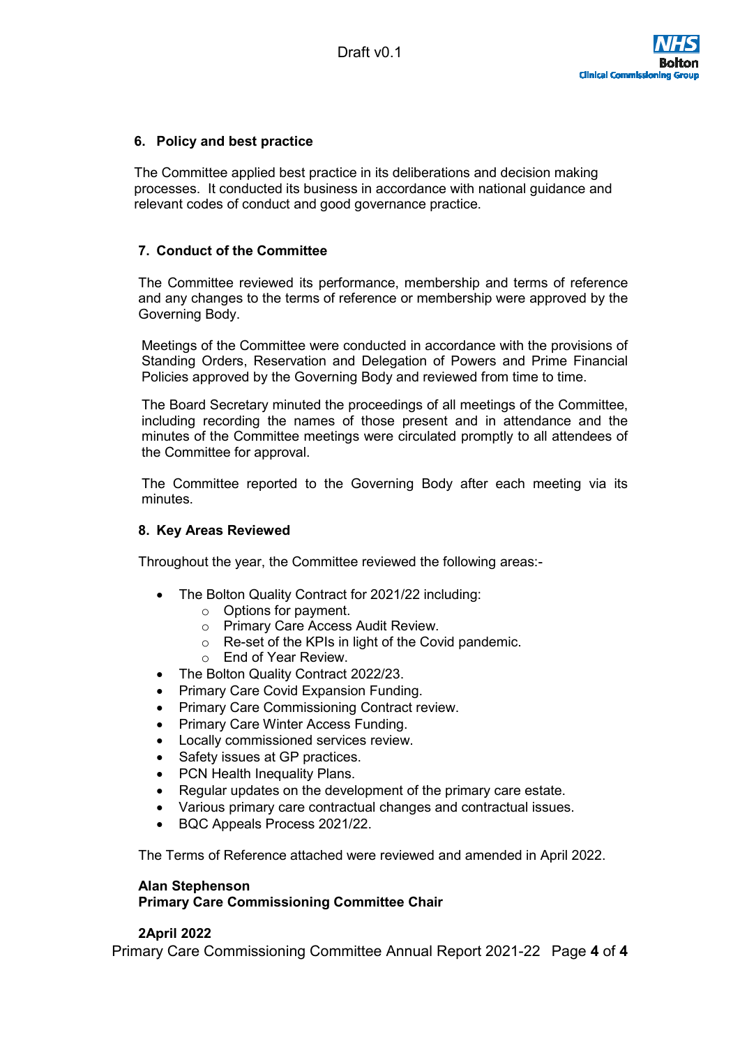## 6. Policy and best practice

The Committee applied best practice in its deliberations and decision making processes. It conducted its business in accordance with national guidance and relevant codes of conduct and good governance practice.

## 7. Conduct of the Committee

The Committee reviewed its performance, membership and terms of reference and any changes to the terms of reference or membership were approved by the Governing Body.

Meetings of the Committee were conducted in accordance with the provisions of Standing Orders, Reservation and Delegation of Powers and Prime Financial Policies approved by the Governing Body and reviewed from time to time.

The Board Secretary minuted the proceedings of all meetings of the Committee, including recording the names of those present and in attendance and the minutes of the Committee meetings were circulated promptly to all attendees of the Committee for approval.

The Committee reported to the Governing Body after each meeting via its minutes.

## 8. Key Areas Reviewed

Throughout the year, the Committee reviewed the following areas:-

- The Bolton Quality Contract for 2021/22 including:
  - Options for payment.
  - Primary Care Access Audit Review.
  - Re-set of the KPIs in light of the Covid pandemic.
  - End of Year Review.
- The Bolton Quality Contract 2022/23.
- Primary Care Covid Expansion Funding.
- Primary Care Commissioning Contract review.
- Primary Care Winter Access Funding.
- Locally commissioned services review.
- Safety issues at GP practices.
- PCN Health Inequality Plans.
- Regular updates on the development of the primary care estate.
- Various primary care contractual changes and contractual issues.
- BQC Appeals Process 2021/22.

The Terms of Reference attached were reviewed and amended in April 2022.

**Alan Stephenson**
**Primary Care Commissioning Committee Chair**

**2April 2022**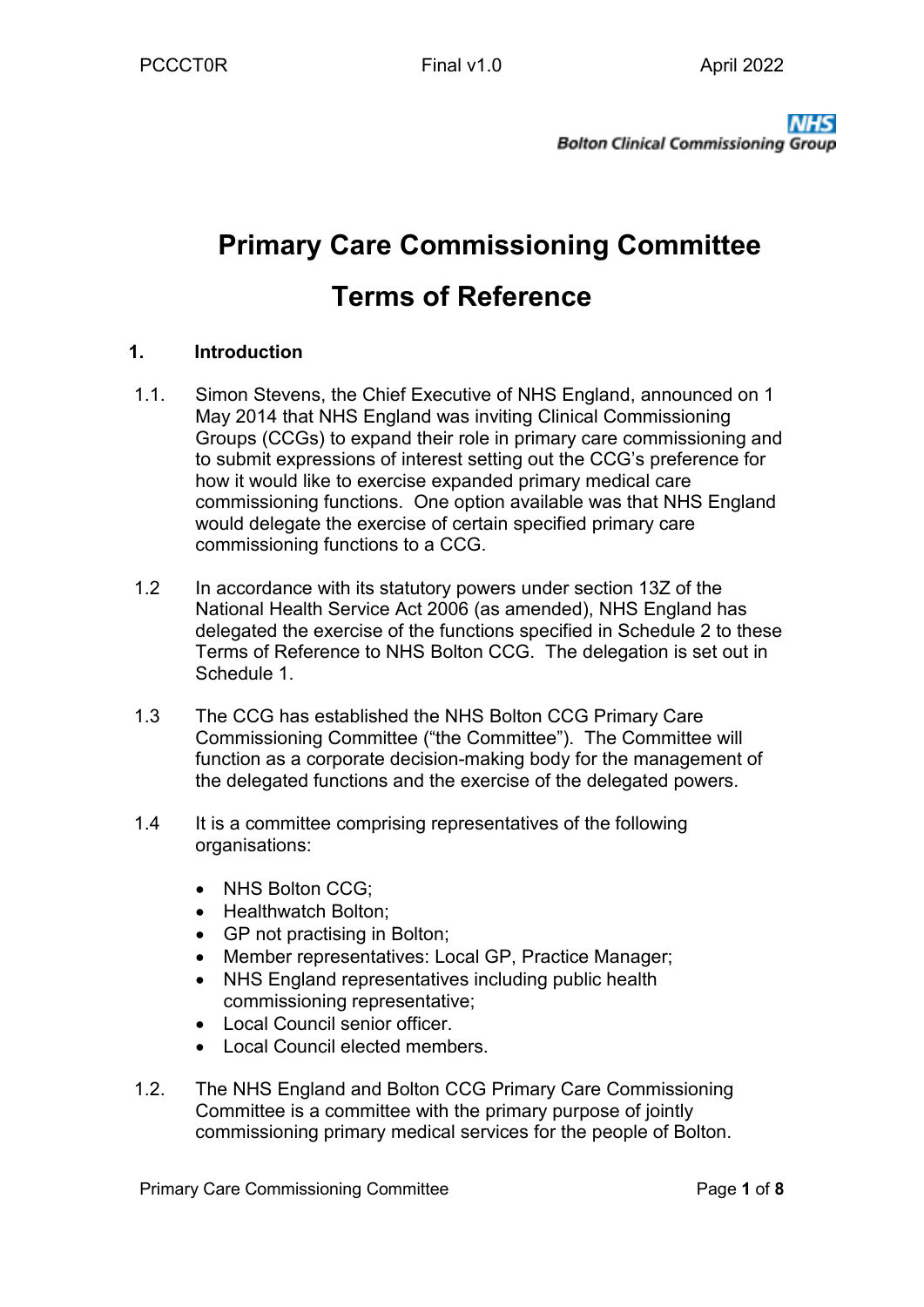# Primary Care Commissioning Committee

# Terms of Reference

## 1. Introduction

1.1. Simon Stevens, the Chief Executive of NHS England, announced on 1 May 2014 that NHS England was inviting Clinical Commissioning Groups (CCGs) to expand their role in primary care commissioning and to submit expressions of interest setting out the CCG's preference for how it would like to exercise expanded primary medical care commissioning functions. One option available was that NHS England would delegate the exercise of certain specified primary care commissioning functions to a CCG.

1.2 In accordance with its statutory powers under section 13Z of the National Health Service Act 2006 (as amended), NHS England has delegated the exercise of the functions specified in Schedule 2 to these Terms of Reference to NHS Bolton CCG. The delegation is set out in Schedule 1.

1.3 The CCG has established the NHS Bolton CCG Primary Care Commissioning Committee ("the Committee"). The Committee will function as a corporate decision-making body for the management of the delegated functions and the exercise of the delegated powers.

1.4 It is a committee comprising representatives of the following organisations:

- NHS Bolton CCG;
- Healthwatch Bolton;
- GP not practising in Bolton;
- Member representatives: Local GP, Practice Manager;
- NHS England representatives including public health commissioning representative;
- Local Council senior officer.
- Local Council elected members.

1.2. The NHS England and Bolton CCG Primary Care Commissioning Committee is a committee with the primary purpose of jointly commissioning primary medical services for the people of Bolton.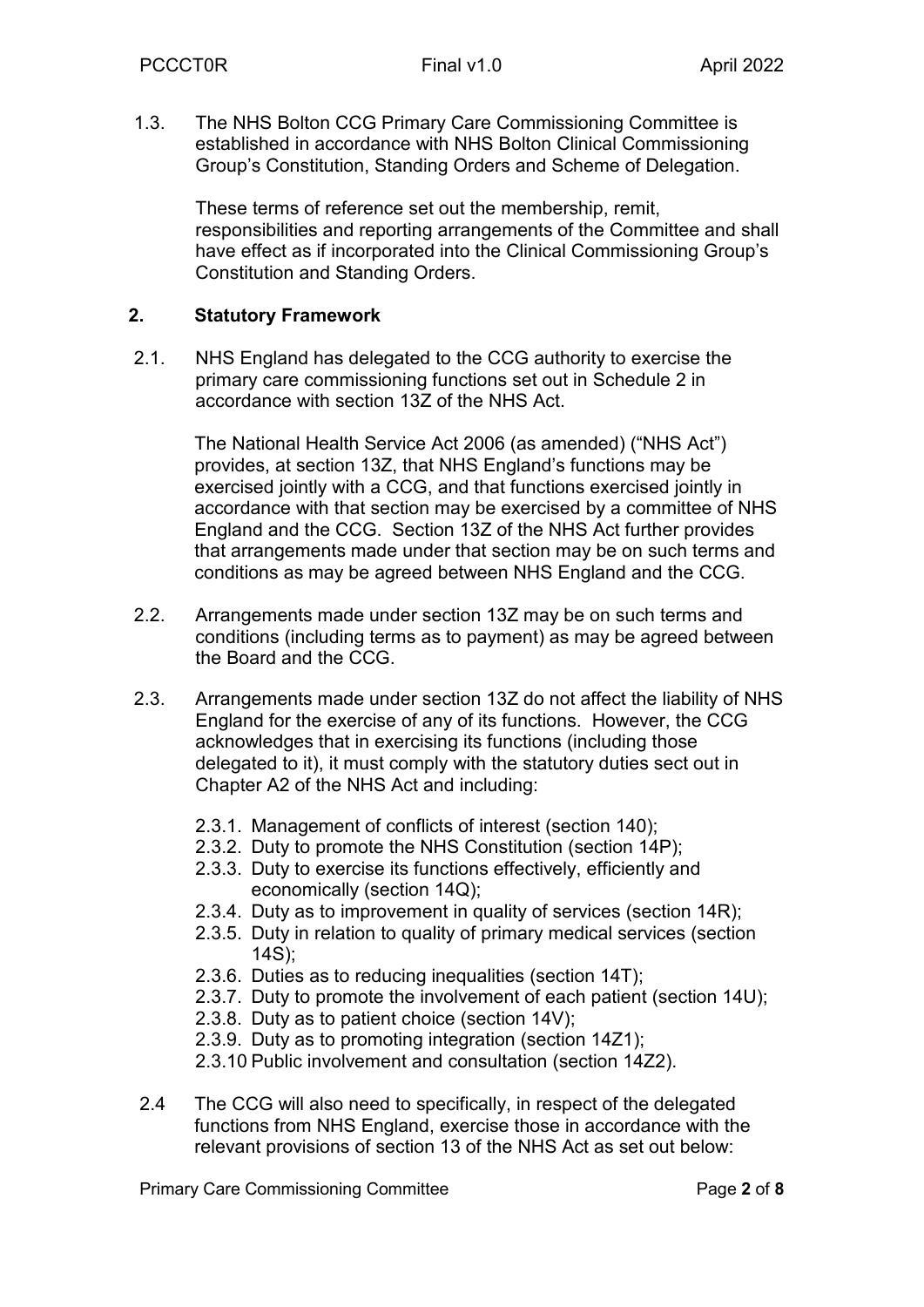1.3. The NHS Bolton CCG Primary Care Commissioning Committee is established in accordance with NHS Bolton Clinical Commissioning Group's Constitution, Standing Orders and Scheme of Delegation.

These terms of reference set out the membership, remit, responsibilities and reporting arrangements of the Committee and shall have effect as if incorporated into the Clinical Commissioning Group's Constitution and Standing Orders.

## 2. Statutory Framework

2.1. NHS England has delegated to the CCG authority to exercise the primary care commissioning functions set out in Schedule 2 in accordance with section 13Z of the NHS Act.

The National Health Service Act 2006 (as amended) ("NHS Act") provides, at section 13Z, that NHS England's functions may be exercised jointly with a CCG, and that functions exercised jointly in accordance with that section may be exercised by a committee of NHS England and the CCG. Section 13Z of the NHS Act further provides that arrangements made under that section may be on such terms and conditions as may be agreed between NHS England and the CCG.

2.2. Arrangements made under section 13Z may be on such terms and conditions (including terms as to payment) as may be agreed between the Board and the CCG.

2.3. Arrangements made under section 13Z do not affect the liability of NHS England for the exercise of any of its functions. However, the CCG acknowledges that in exercising its functions (including those delegated to it), it must comply with the statutory duties sect out in Chapter A2 of the NHS Act and including:

- 2.3.1. Management of conflicts of interest (section 140);
- 2.3.2. Duty to promote the NHS Constitution (section 14P);
- 2.3.3. Duty to exercise its functions effectively, efficiently and economically (section 14Q);
- 2.3.4. Duty as to improvement in quality of services (section 14R);
- 2.3.5. Duty in relation to quality of primary medical services (section 14S);
- 2.3.6. Duties as to reducing inequalities (section 14T);
- 2.3.7. Duty to promote the involvement of each patient (section 14U);
- 2.3.8. Duty as to patient choice (section 14V);
- 2.3.9. Duty as to promoting integration (section 14Z1);
- 2.3.10 Public involvement and consultation (section 14Z2).

2.4 The CCG will also need to specifically, in respect of the delegated functions from NHS England, exercise those in accordance with the relevant provisions of section 13 of the NHS Act as set out below: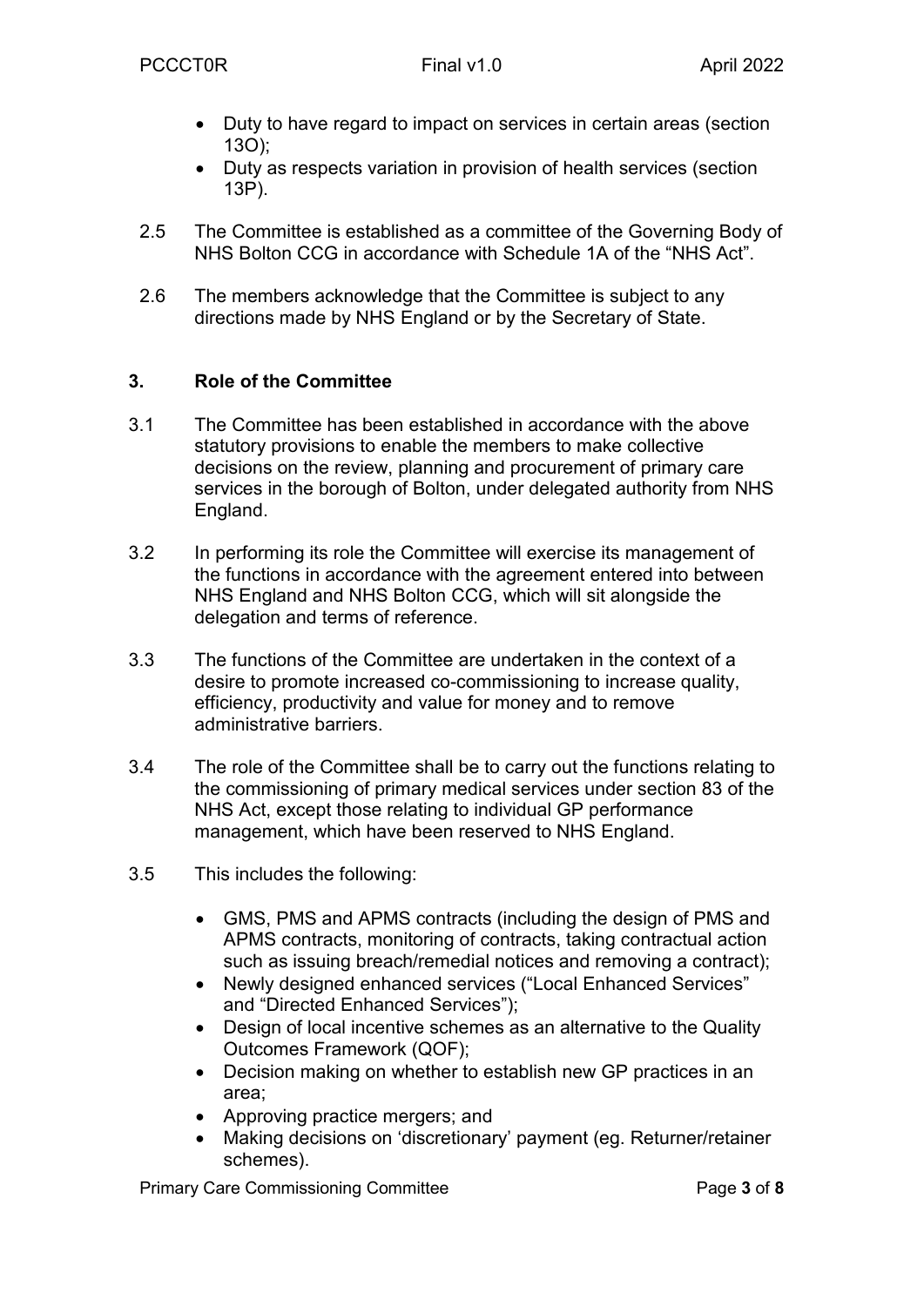- Duty to have regard to impact on services in certain areas (section 13O);
- Duty as respects variation in provision of health services (section 13P).

2.5 The Committee is established as a committee of the Governing Body of NHS Bolton CCG in accordance with Schedule 1A of the "NHS Act".

2.6 The members acknowledge that the Committee is subject to any directions made by NHS England or by the Secretary of State.

## 3. Role of the Committee

3.1 The Committee has been established in accordance with the above statutory provisions to enable the members to make collective decisions on the review, planning and procurement of primary care services in the borough of Bolton, under delegated authority from NHS England.

3.2 In performing its role the Committee will exercise its management of the functions in accordance with the agreement entered into between NHS England and NHS Bolton CCG, which will sit alongside the delegation and terms of reference.

3.3 The functions of the Committee are undertaken in the context of a desire to promote increased co-commissioning to increase quality, efficiency, productivity and value for money and to remove administrative barriers.

3.4 The role of the Committee shall be to carry out the functions relating to the commissioning of primary medical services under section 83 of the NHS Act, except those relating to individual GP performance management, which have been reserved to NHS England.

3.5 This includes the following:

- GMS, PMS and APMS contracts (including the design of PMS and APMS contracts, monitoring of contracts, taking contractual action such as issuing breach/remedial notices and removing a contract);
- Newly designed enhanced services ("Local Enhanced Services" and "Directed Enhanced Services");
- Design of local incentive schemes as an alternative to the Quality Outcomes Framework (QOF);
- Decision making on whether to establish new GP practices in an area;
- Approving practice mergers; and
- Making decisions on 'discretionary' payment (eg. Returner/retainer schemes).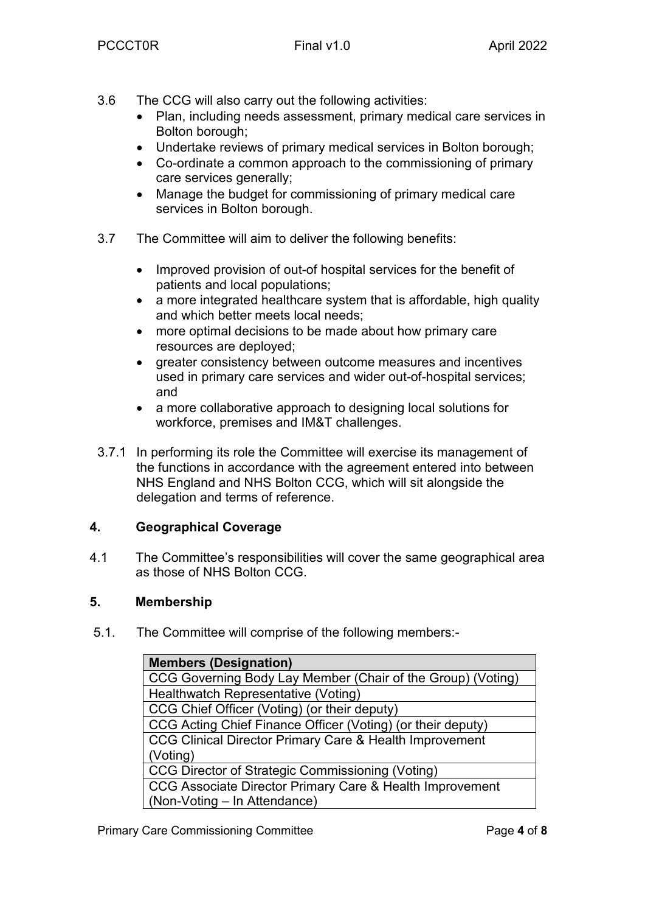3.6 The CCG will also carry out the following activities:

- Plan, including needs assessment, primary medical care services in Bolton borough;
- Undertake reviews of primary medical services in Bolton borough;
- Co-ordinate a common approach to the commissioning of primary care services generally;
- Manage the budget for commissioning of primary medical care services in Bolton borough.

3.7 The Committee will aim to deliver the following benefits:

- Improved provision of out-of hospital services for the benefit of patients and local populations;
- a more integrated healthcare system that is affordable, high quality and which better meets local needs;
- more optimal decisions to be made about how primary care resources are deployed;
- greater consistency between outcome measures and incentives used in primary care services and wider out-of-hospital services; and
- a more collaborative approach to designing local solutions for workforce, premises and IM&T challenges.

3.7.1 In performing its role the Committee will exercise its management of the functions in accordance with the agreement entered into between NHS England and NHS Bolton CCG, which will sit alongside the delegation and terms of reference.

## 4. Geographical Coverage

4.1 The Committee's responsibilities will cover the same geographical area as those of NHS Bolton CCG.

## 5. Membership

5.1. The Committee will comprise of the following members:-

| Members (Designation) |
|---|
| CCG Governing Body Lay Member (Chair of the Group) (Voting) |
| Healthwatch Representative (Voting) |
| CCG Chief Officer (Voting) (or their deputy) |
| CCG Acting Chief Finance Officer (Voting) (or their deputy) |
| CCG Clinical Director Primary Care & Health Improvement (Voting) |
| CCG Director of Strategic Commissioning (Voting) |
| CCG Associate Director Primary Care & Health Improvement (Non-Voting – In Attendance) |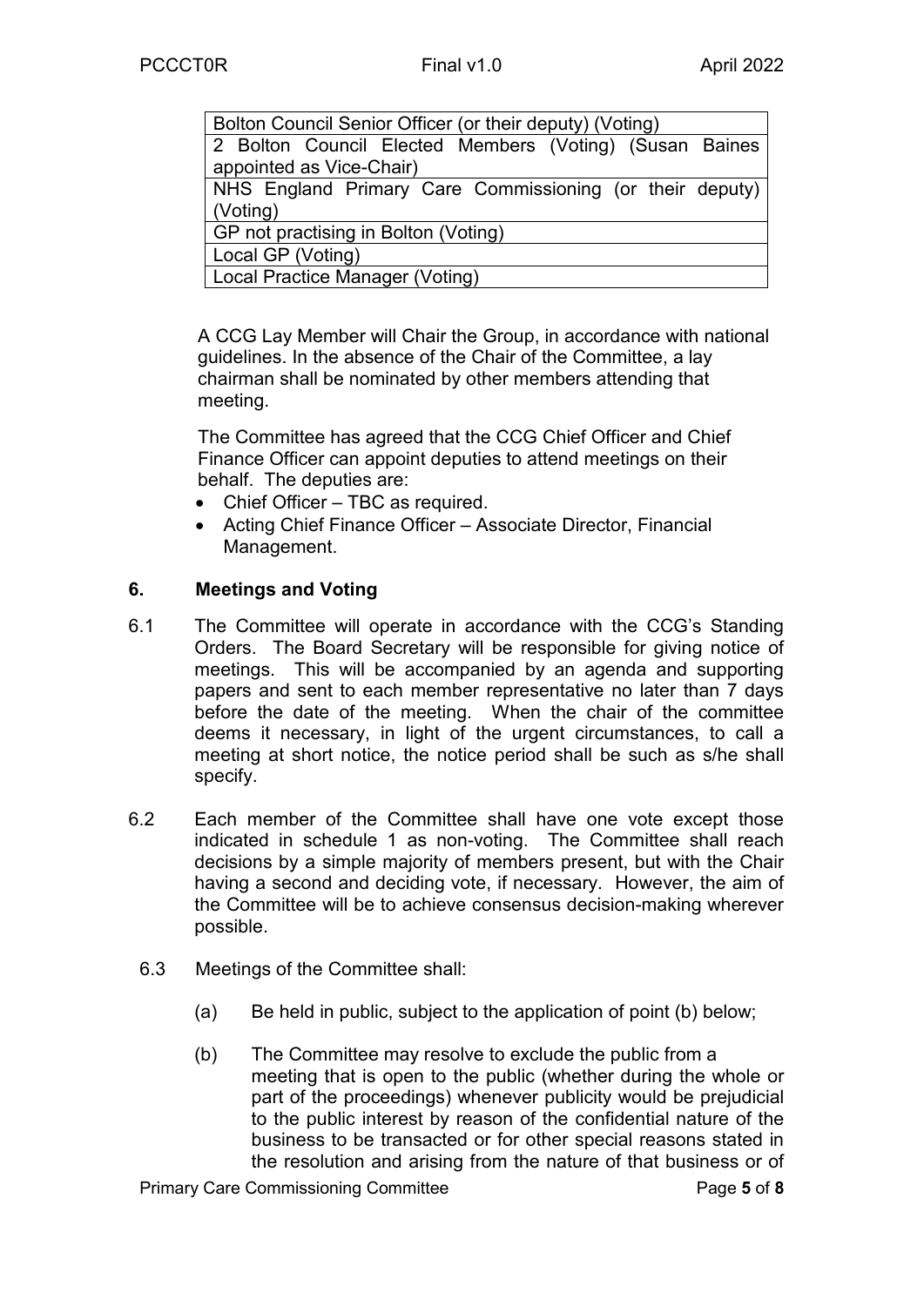| Bolton Council Senior Officer (or their deputy) (Voting) |
|---|
| 2 Bolton Council Elected Members (Voting) (Susan Baines appointed as Vice-Chair) |
| NHS England Primary Care Commissioning (or their deputy) (Voting) |
| GP not practising in Bolton (Voting) |
| Local GP (Voting) |
| Local Practice Manager (Voting) |

A CCG Lay Member will Chair the Group, in accordance with national guidelines. In the absence of the Chair of the Committee, a lay chairman shall be nominated by other members attending that meeting.

The Committee has agreed that the CCG Chief Officer and Chief Finance Officer can appoint deputies to attend meetings on their behalf. The deputies are:

- Chief Officer – TBC as required.
- Acting Chief Finance Officer – Associate Director, Financial Management.

## 6. Meetings and Voting

6.1 The Committee will operate in accordance with the CCG's Standing Orders. The Board Secretary will be responsible for giving notice of meetings. This will be accompanied by an agenda and supporting papers and sent to each member representative no later than 7 days before the date of the meeting. When the chair of the committee deems it necessary, in light of the urgent circumstances, to call a meeting at short notice, the notice period shall be such as s/he shall specify.

6.2 Each member of the Committee shall have one vote except those indicated in schedule 1 as non-voting. The Committee shall reach decisions by a simple majority of members present, but with the Chair having a second and deciding vote, if necessary. However, the aim of the Committee will be to achieve consensus decision-making wherever possible.

6.3 Meetings of the Committee shall:

(a) Be held in public, subject to the application of point (b) below;

(b) The Committee may resolve to exclude the public from a meeting that is open to the public (whether during the whole or part of the proceedings) whenever publicity would be prejudicial to the public interest by reason of the confidential nature of the business to be transacted or for other special reasons stated in the resolution and arising from the nature of that business or of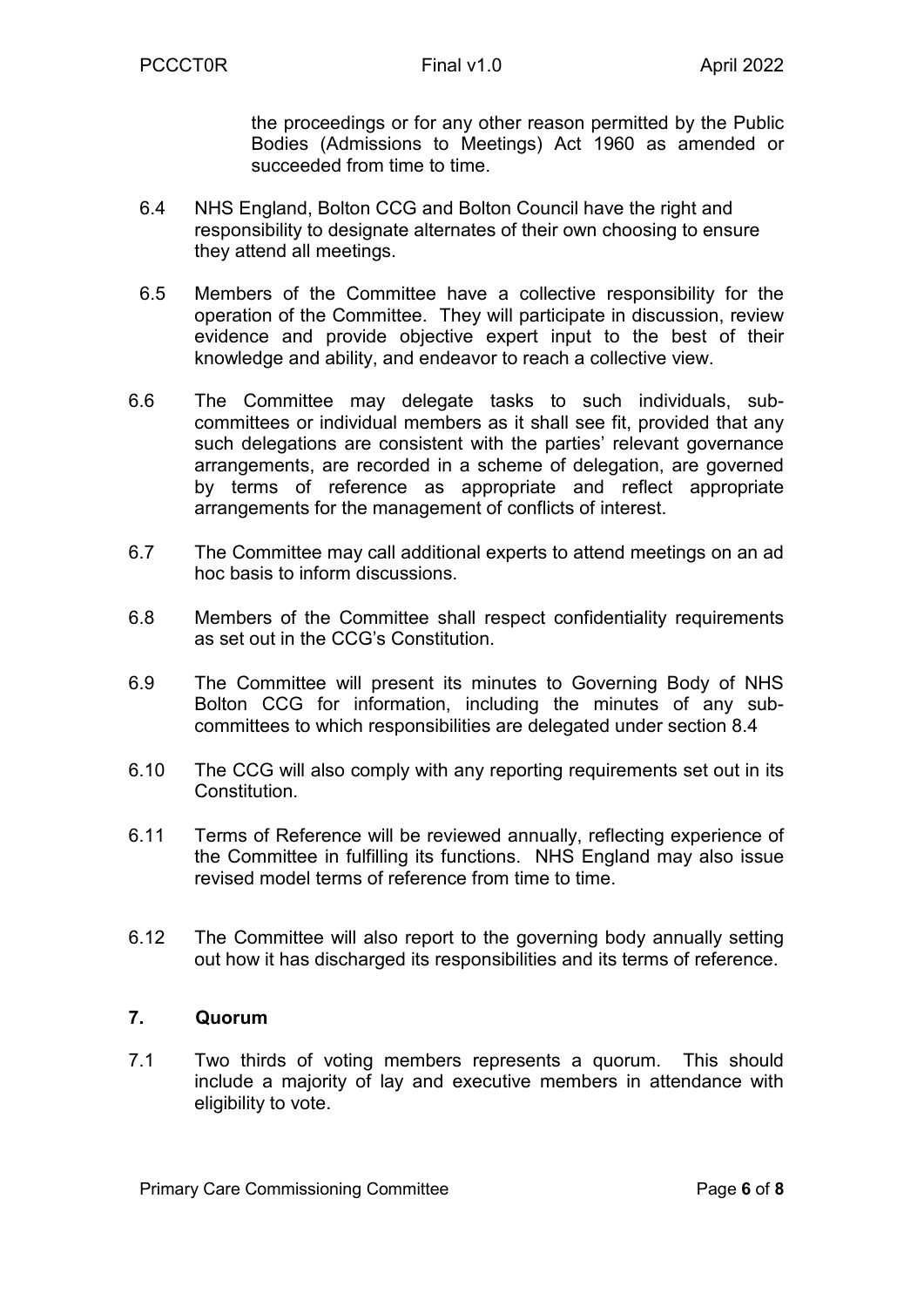the proceedings or for any other reason permitted by the Public Bodies (Admissions to Meetings) Act 1960 as amended or succeeded from time to time.

6.4 NHS England, Bolton CCG and Bolton Council have the right and responsibility to designate alternates of their own choosing to ensure they attend all meetings.

6.5 Members of the Committee have a collective responsibility for the operation of the Committee. They will participate in discussion, review evidence and provide objective expert input to the best of their knowledge and ability, and endeavor to reach a collective view.

6.6 The Committee may delegate tasks to such individuals, sub-committees or individual members as it shall see fit, provided that any such delegations are consistent with the parties' relevant governance arrangements, are recorded in a scheme of delegation, are governed by terms of reference as appropriate and reflect appropriate arrangements for the management of conflicts of interest.

6.7 The Committee may call additional experts to attend meetings on an ad hoc basis to inform discussions.

6.8 Members of the Committee shall respect confidentiality requirements as set out in the CCG's Constitution.

6.9 The Committee will present its minutes to Governing Body of NHS Bolton CCG for information, including the minutes of any sub-committees to which responsibilities are delegated under section 8.4

6.10 The CCG will also comply with any reporting requirements set out in its Constitution.

6.11 Terms of Reference will be reviewed annually, reflecting experience of the Committee in fulfilling its functions. NHS England may also issue revised model terms of reference from time to time.

6.12 The Committee will also report to the governing body annually setting out how it has discharged its responsibilities and its terms of reference.

## 7. Quorum

7.1 Two thirds of voting members represents a quorum. This should include a majority of lay and executive members in attendance with eligibility to vote.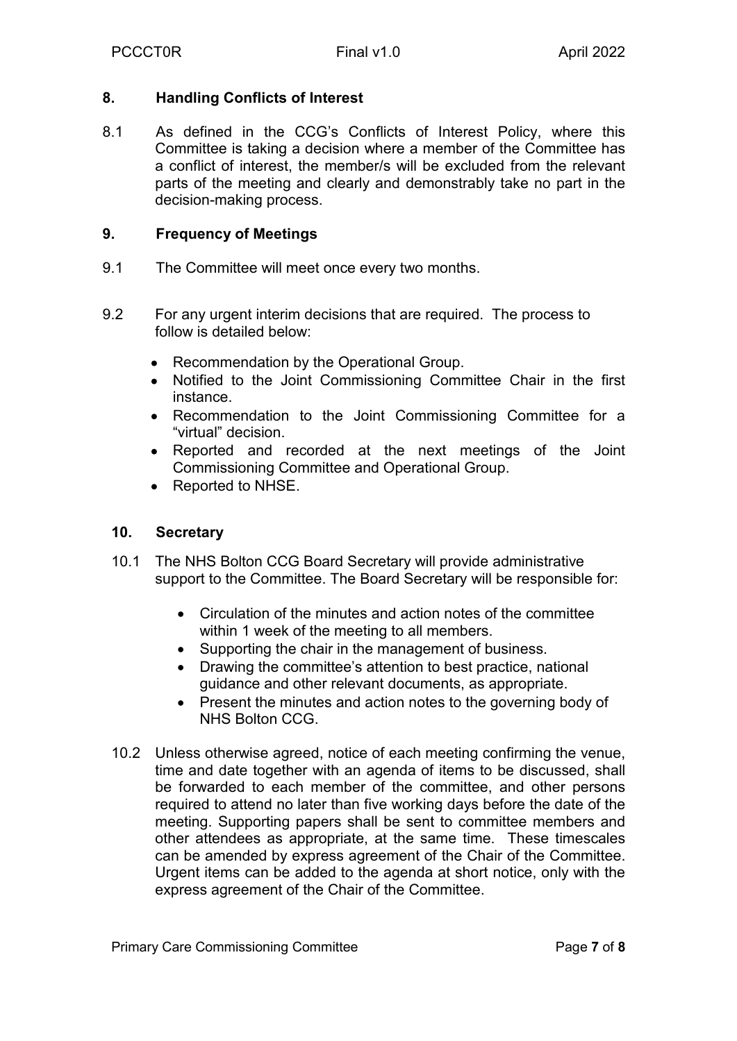## 8. Handling Conflicts of Interest

8.1 As defined in the CCG's Conflicts of Interest Policy, where this Committee is taking a decision where a member of the Committee has a conflict of interest, the member/s will be excluded from the relevant parts of the meeting and clearly and demonstrably take no part in the decision-making process.

## 9. Frequency of Meetings

9.1 The Committee will meet once every two months.

9.2 For any urgent interim decisions that are required. The process to follow is detailed below:

- Recommendation by the Operational Group.
- Notified to the Joint Commissioning Committee Chair in the first instance.
- Recommendation to the Joint Commissioning Committee for a "virtual" decision.
- Reported and recorded at the next meetings of the Joint Commissioning Committee and Operational Group.
- Reported to NHSE.

## 10. Secretary

10.1 The NHS Bolton CCG Board Secretary will provide administrative support to the Committee. The Board Secretary will be responsible for:

- Circulation of the minutes and action notes of the committee within 1 week of the meeting to all members.
- Supporting the chair in the management of business.
- Drawing the committee's attention to best practice, national guidance and other relevant documents, as appropriate.
- Present the minutes and action notes to the governing body of NHS Bolton CCG.

10.2 Unless otherwise agreed, notice of each meeting confirming the venue, time and date together with an agenda of items to be discussed, shall be forwarded to each member of the committee, and other persons required to attend no later than five working days before the date of the meeting. Supporting papers shall be sent to committee members and other attendees as appropriate, at the same time. These timescales can be amended by express agreement of the Chair of the Committee. Urgent items can be added to the agenda at short notice, only with the express agreement of the Chair of the Committee.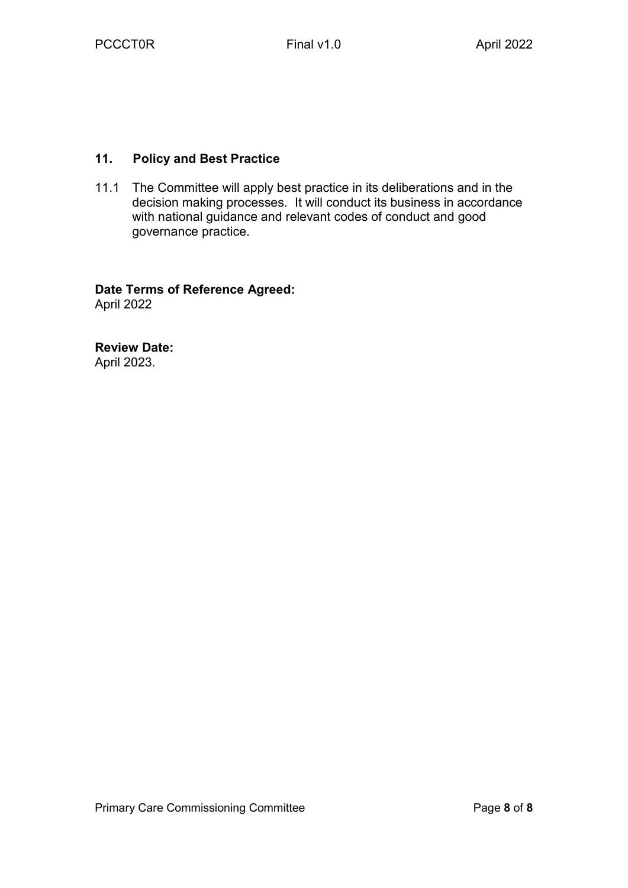## 11. Policy and Best Practice

11.1 The Committee will apply best practice in its deliberations and in the decision making processes. It will conduct its business in accordance with national guidance and relevant codes of conduct and good governance practice.

**Date Terms of Reference Agreed:**
April 2022

**Review Date:**
April 2023.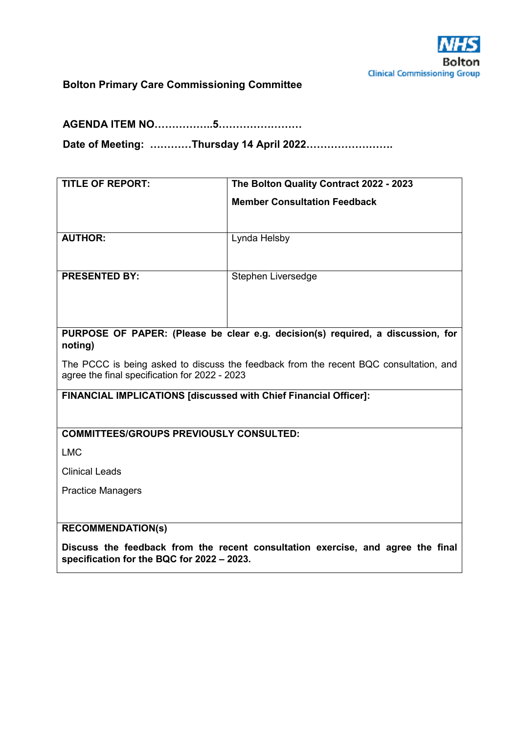NHS
Bolton
Clinical Commissioning Group

**Bolton Primary Care Commissioning Committee**

**AGENDA ITEM NO……………..5……………………**

**Date of Meeting: …………Thursday 14 April 2022…………………….**

| **TITLE OF REPORT:** | **The Bolton Quality Contract 2022 - 2023**<br><br>**Member Consultation Feedback** |
|---|---|
| **AUTHOR:** | Lynda Helsby |
| **PRESENTED BY:** | Stephen Liversedge |
| **PURPOSE OF PAPER: (Please be clear e.g. decision(s) required, a discussion, for noting)**<br><br>The PCCC is being asked to discuss the feedback from the recent BQC consultation, and agree the final specification for 2022 - 2023 | |
| **FINANCIAL IMPLICATIONS [discussed with Chief Financial Officer]:** | |
| **COMMITTEES/GROUPS PREVIOUSLY CONSULTED:**<br><br>LMC<br><br>Clinical Leads<br><br>Practice Managers | |
| **RECOMMENDATION(s)**<br><br>**Discuss the feedback from the recent consultation exercise, and agree the final specification for the BQC for 2022 – 2023.** | |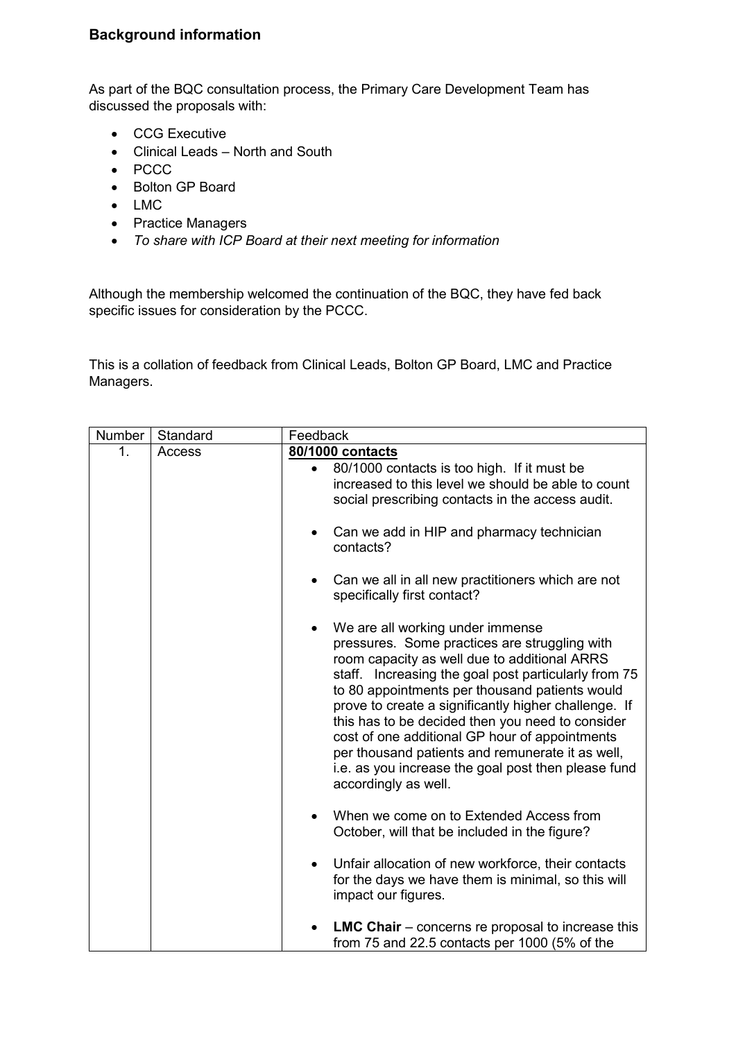## Background information

As part of the BQC consultation process, the Primary Care Development Team has discussed the proposals with:

- CCG Executive
- Clinical Leads – North and South
- PCCC
- Bolton GP Board
- LMC
- Practice Managers
- *To share with ICP Board at their next meeting for information*

Although the membership welcomed the continuation of the BQC, they have fed back specific issues for consideration by the PCCC.

This is a collation of feedback from Clinical Leads, Bolton GP Board, LMC and Practice Managers.

| Number | Standard | Feedback |
| --- | --- | --- |
| 1. | Access | **80/1000 contacts**<br>• 80/1000 contacts is too high. If it must be increased to this level we should be able to count social prescribing contacts in the access audit.<br>• Can we add in HIP and pharmacy technician contacts?<br>• Can we all in all new practitioners which are not specifically first contact?<br>• We are all working under immense pressures. Some practices are struggling with room capacity as well due to additional ARRS staff. Increasing the goal post particularly from 75 to 80 appointments per thousand patients would prove to create a significantly higher challenge. If this has to be decided then you need to consider cost of one additional GP hour of appointments per thousand patients and remunerate it as well, i.e. as you increase the goal post then please fund accordingly as well.<br>• When we come on to Extended Access from October, will that be included in the figure?<br>• Unfair allocation of new workforce, their contacts for the days we have them is minimal, so this will impact our figures.<br>• **LMC Chair** – concerns re proposal to increase this from 75 and 22.5 contacts per 1000 (5% of the |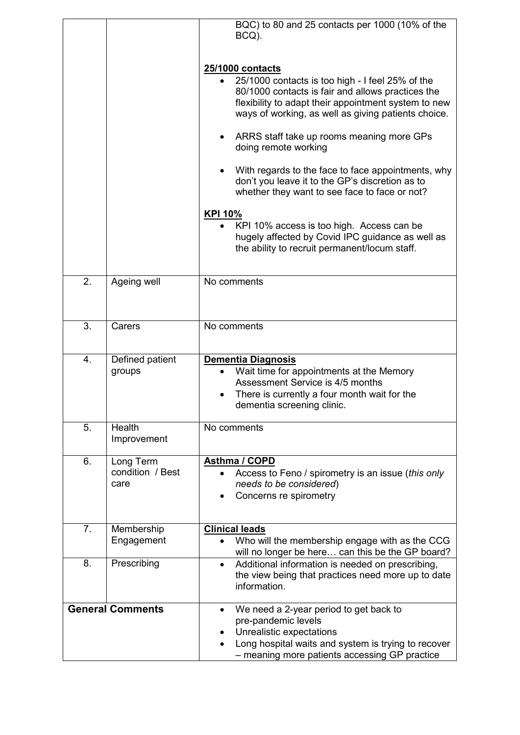| | | |
|---|---|---|
| | | BQC) to 80 and 25 contacts per 1000 (10% of the BCQ).<br><br>**<u>25/1000 contacts</u>**<br>• 25/1000 contacts is too high - I feel 25% of the 80/1000 contacts is fair and allows practices the flexibility to adapt their appointment system to new ways of working, as well as giving patients choice.<br>• ARRS staff take up rooms meaning more GPs doing remote working<br>• With regards to the face to face appointments, why don't you leave it to the GP's discretion as to whether they want to see face to face or not?<br><br>**<u>KPI 10%</u>**<br>• KPI 10% access is too high. Access can be hugely affected by Covid IPC guidance as well as the ability to recruit permanent/locum staff. |
| 2. | Ageing well | No comments |
| 3. | Carers | No comments |
| 4. | Defined patient groups | **<u>Dementia Diagnosis</u>**<br>• Wait time for appointments at the Memory Assessment Service is 4/5 months<br>• There is currently a four month wait for the dementia screening clinic. |
| 5. | Health Improvement | No comments |
| 6. | Long Term condition / Best care | **<u>Asthma / COPD</u>**<br>• Access to Feno / spirometry is an issue (*this only needs to be considered*)<br>• Concerns re spirometry |
| 7. | Membership Engagement | **<u>Clinical leads</u>**<br>• Who will the membership engage with as the CCG will no longer be here… can this be the GP board? |
| 8. | Prescribing | • Additional information is needed on prescribing, the view being that practices need more up to date information. |
| **General Comments** | | • We need a 2-year period to get back to pre-pandemic levels<br>• Unrealistic expectations<br>• Long hospital waits and system is trying to recover – meaning more patients accessing GP practice |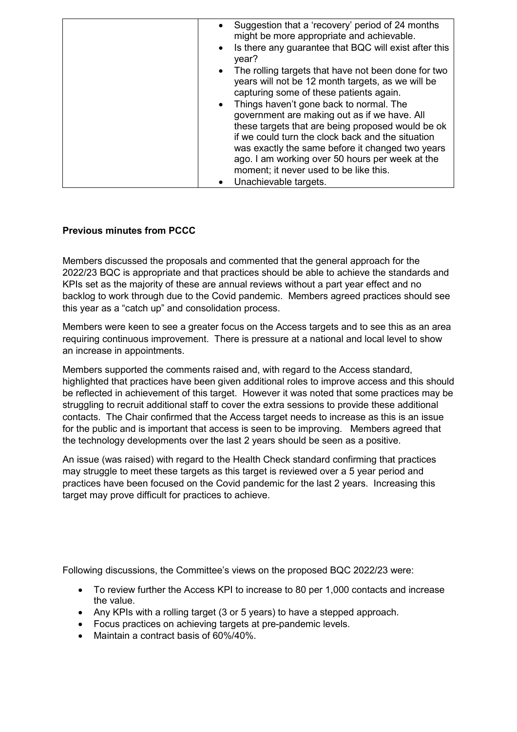| | <ul><li>Suggestion that a 'recovery' period of 24 months might be more appropriate and achievable.</li><li>Is there any guarantee that BQC will exist after this year?</li><li>The rolling targets that have not been done for two years will not be 12 month targets, as we will be capturing some of these patients again.</li><li>Things haven't gone back to normal. The government are making out as if we have. All these targets that are being proposed would be ok if we could turn the clock back and the situation was exactly the same before it changed two years ago. I am working over 50 hours per week at the moment; it never used to be like this.</li><li>Unachievable targets.</li></ul> |
|---|---|

**Previous minutes from PCCC**

Members discussed the proposals and commented that the general approach for the 2022/23 BQC is appropriate and that practices should be able to achieve the standards and KPIs set as the majority of these are annual reviews without a part year effect and no backlog to work through due to the Covid pandemic. Members agreed practices should see this year as a "catch up" and consolidation process.

Members were keen to see a greater focus on the Access targets and to see this as an area requiring continuous improvement. There is pressure at a national and local level to show an increase in appointments.

Members supported the comments raised and, with regard to the Access standard, highlighted that practices have been given additional roles to improve access and this should be reflected in achievement of this target. However it was noted that some practices may be struggling to recruit additional staff to cover the extra sessions to provide these additional contacts. The Chair confirmed that the Access target needs to increase as this is an issue for the public and is important that access is seen to be improving. Members agreed that the technology developments over the last 2 years should be seen as a positive.

An issue (was raised) with regard to the Health Check standard confirming that practices may struggle to meet these targets as this target is reviewed over a 5 year period and practices have been focused on the Covid pandemic for the last 2 years. Increasing this target may prove difficult for practices to achieve.

Following discussions, the Committee's views on the proposed BQC 2022/23 were:

- To review further the Access KPI to increase to 80 per 1,000 contacts and increase the value.
- Any KPIs with a rolling target (3 or 5 years) to have a stepped approach.
- Focus practices on achieving targets at pre-pandemic levels.
- Maintain a contract basis of 60%/40%.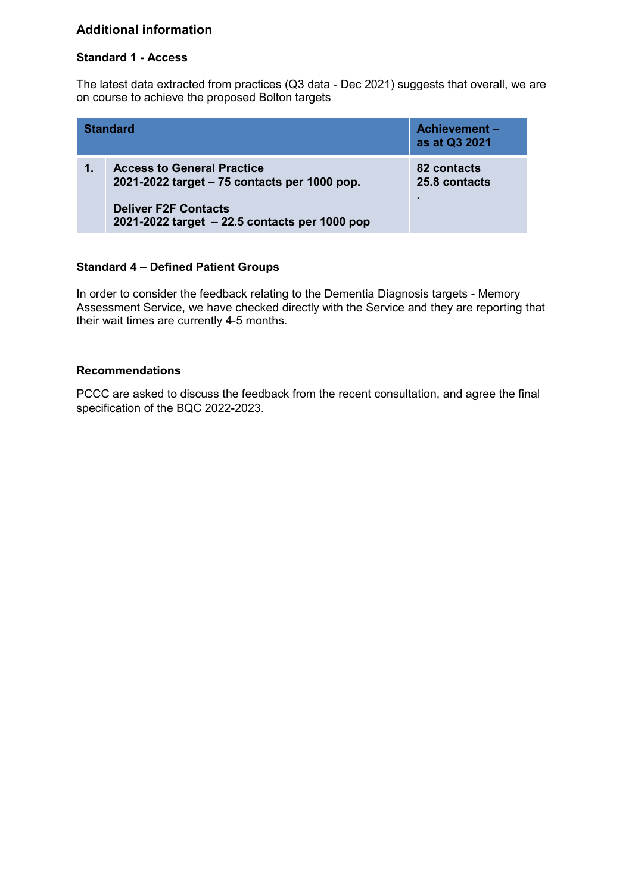## Additional information

### Standard 1 - Access

The latest data extracted from practices (Q3 data - Dec 2021) suggests that overall, we are on course to achieve the proposed Bolton targets

| Standard | | Achievement – as at Q3 2021 |
|---|---|---|
| 1. | **Access to General Practice**<br>**2021-2022 target – 75 contacts per 1000 pop.**<br><br>**Deliver F2F Contacts**<br>**2021-2022 target – 22.5 contacts per 1000 pop** | **82 contacts**<br>**25.8 contacts**<br>**.** |

### Standard 4 – Defined Patient Groups

In order to consider the feedback relating to the Dementia Diagnosis targets - Memory Assessment Service, we have checked directly with the Service and they are reporting that their wait times are currently 4-5 months.

### Recommendations

PCCC are asked to discuss the feedback from the recent consultation, and agree the final specification of the BQC 2022-2023.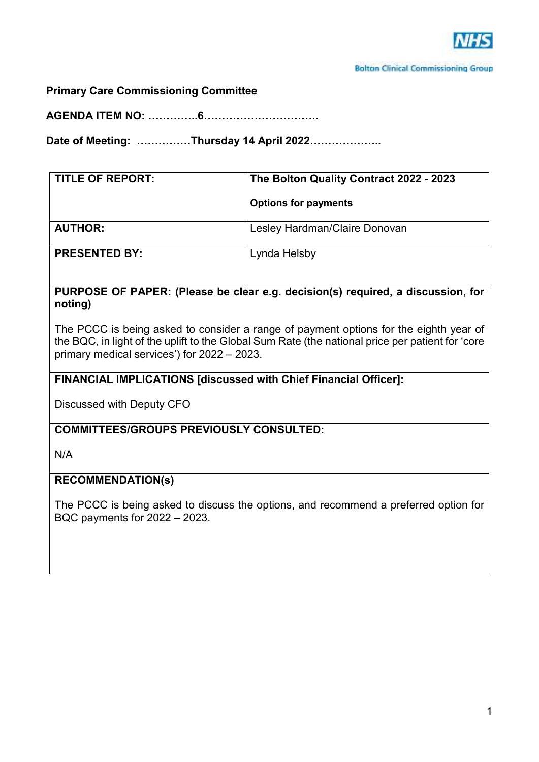Bolton Clinical Commissioning Group

**Primary Care Commissioning Committee**

**AGENDA ITEM NO: …………..6…………………………..**

**Date of Meeting: ……………Thursday 14 April 2022………………..**

| **TITLE OF REPORT:** | **The Bolton Quality Contract 2022 - 2023**<br><br>**Options for payments** |
|---|---|
| **AUTHOR:** | Lesley Hardman/Claire Donovan |
| **PRESENTED BY:** | Lynda Helsby |

**PURPOSE OF PAPER: (Please be clear e.g. decision(s) required, a discussion, for noting)**

The PCCC is being asked to consider a range of payment options for the eighth year of the BQC, in light of the uplift to the Global Sum Rate (the national price per patient for 'core primary medical services') for 2022 – 2023.

**FINANCIAL IMPLICATIONS [discussed with Chief Financial Officer]:**

Discussed with Deputy CFO

**COMMITTEES/GROUPS PREVIOUSLY CONSULTED:**

N/A

**RECOMMENDATION(s)**

The PCCC is being asked to discuss the options, and recommend a preferred option for BQC payments for 2022 – 2023.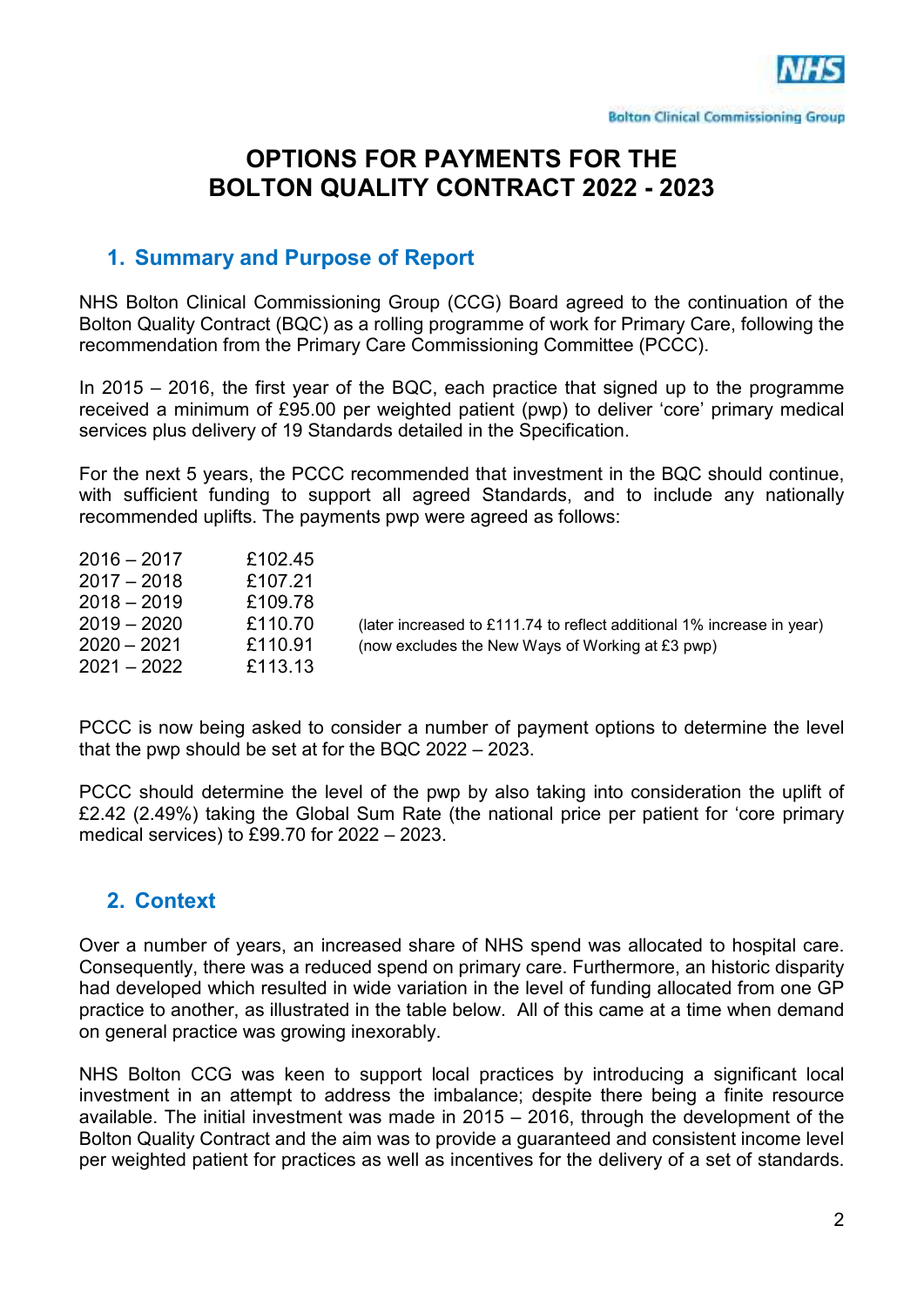# OPTIONS FOR PAYMENTS FOR THE BOLTON QUALITY CONTRACT 2022 - 2023

## 1. Summary and Purpose of Report

NHS Bolton Clinical Commissioning Group (CCG) Board agreed to the continuation of the Bolton Quality Contract (BQC) as a rolling programme of work for Primary Care, following the recommendation from the Primary Care Commissioning Committee (PCCC).

In 2015 – 2016, the first year of the BQC, each practice that signed up to the programme received a minimum of £95.00 per weighted patient (pwp) to deliver 'core' primary medical services plus delivery of 19 Standards detailed in the Specification.

For the next 5 years, the PCCC recommended that investment in the BQC should continue, with sufficient funding to support all agreed Standards, and to include any nationally recommended uplifts. The payments pwp were agreed as follows:

| | | |
|---|---|---|
| 2016 – 2017 | £102.45 | |
| 2017 – 2018 | £107.21 | |
| 2018 – 2019 | £109.78 | |
| 2019 – 2020 | £110.70 | (later increased to £111.74 to reflect additional 1% increase in year) |
| 2020 – 2021 | £110.91 | (now excludes the New Ways of Working at £3 pwp) |
| 2021 – 2022 | £113.13 | |

PCCC is now being asked to consider a number of payment options to determine the level that the pwp should be set at for the BQC 2022 – 2023.

PCCC should determine the level of the pwp by also taking into consideration the uplift of £2.42 (2.49%) taking the Global Sum Rate (the national price per patient for 'core primary medical services) to £99.70 for 2022 – 2023.

## 2. Context

Over a number of years, an increased share of NHS spend was allocated to hospital care. Consequently, there was a reduced spend on primary care. Furthermore, an historic disparity had developed which resulted in wide variation in the level of funding allocated from one GP practice to another, as illustrated in the table below. All of this came at a time when demand on general practice was growing inexorably.

NHS Bolton CCG was keen to support local practices by introducing a significant local investment in an attempt to address the imbalance; despite there being a finite resource available. The initial investment was made in 2015 – 2016, through the development of the Bolton Quality Contract and the aim was to provide a guaranteed and consistent income level per weighted patient for practices as well as incentives for the delivery of a set of standards.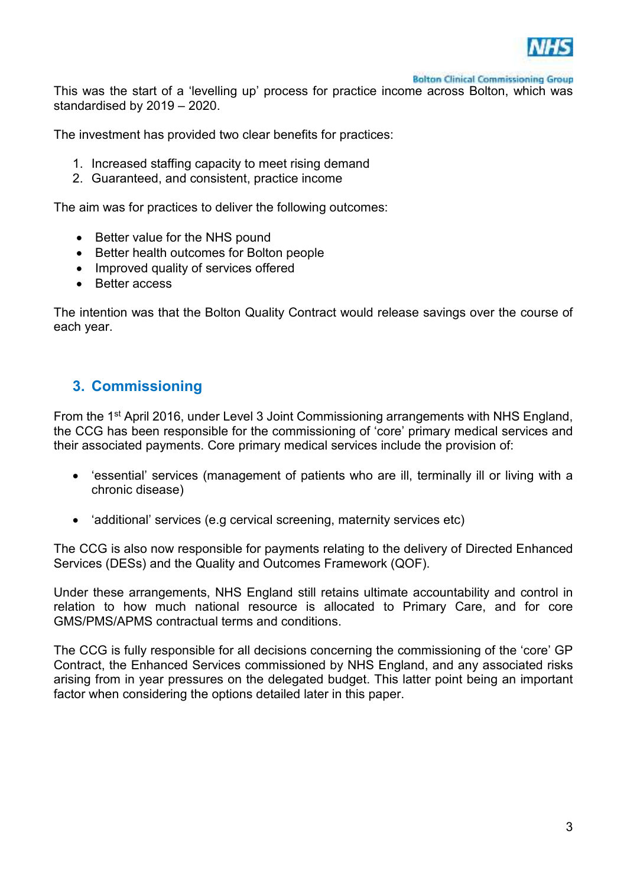This was the start of a 'levelling up' process for practice income across Bolton, which was standardised by 2019 – 2020.

The investment has provided two clear benefits for practices:

1. Increased staffing capacity to meet rising demand
2. Guaranteed, and consistent, practice income

The aim was for practices to deliver the following outcomes:

- Better value for the NHS pound
- Better health outcomes for Bolton people
- Improved quality of services offered
- Better access

The intention was that the Bolton Quality Contract would release savings over the course of each year.

## 3. Commissioning

From the 1st April 2016, under Level 3 Joint Commissioning arrangements with NHS England, the CCG has been responsible for the commissioning of 'core' primary medical services and their associated payments. Core primary medical services include the provision of:

- 'essential' services (management of patients who are ill, terminally ill or living with a chronic disease)

- 'additional' services (e.g cervical screening, maternity services etc)

The CCG is also now responsible for payments relating to the delivery of Directed Enhanced Services (DESs) and the Quality and Outcomes Framework (QOF).

Under these arrangements, NHS England still retains ultimate accountability and control in relation to how much national resource is allocated to Primary Care, and for core GMS/PMS/APMS contractual terms and conditions.

The CCG is fully responsible for all decisions concerning the commissioning of the 'core' GP Contract, the Enhanced Services commissioned by NHS England, and any associated risks arising from in year pressures on the delegated budget. This latter point being an important factor when considering the options detailed later in this paper.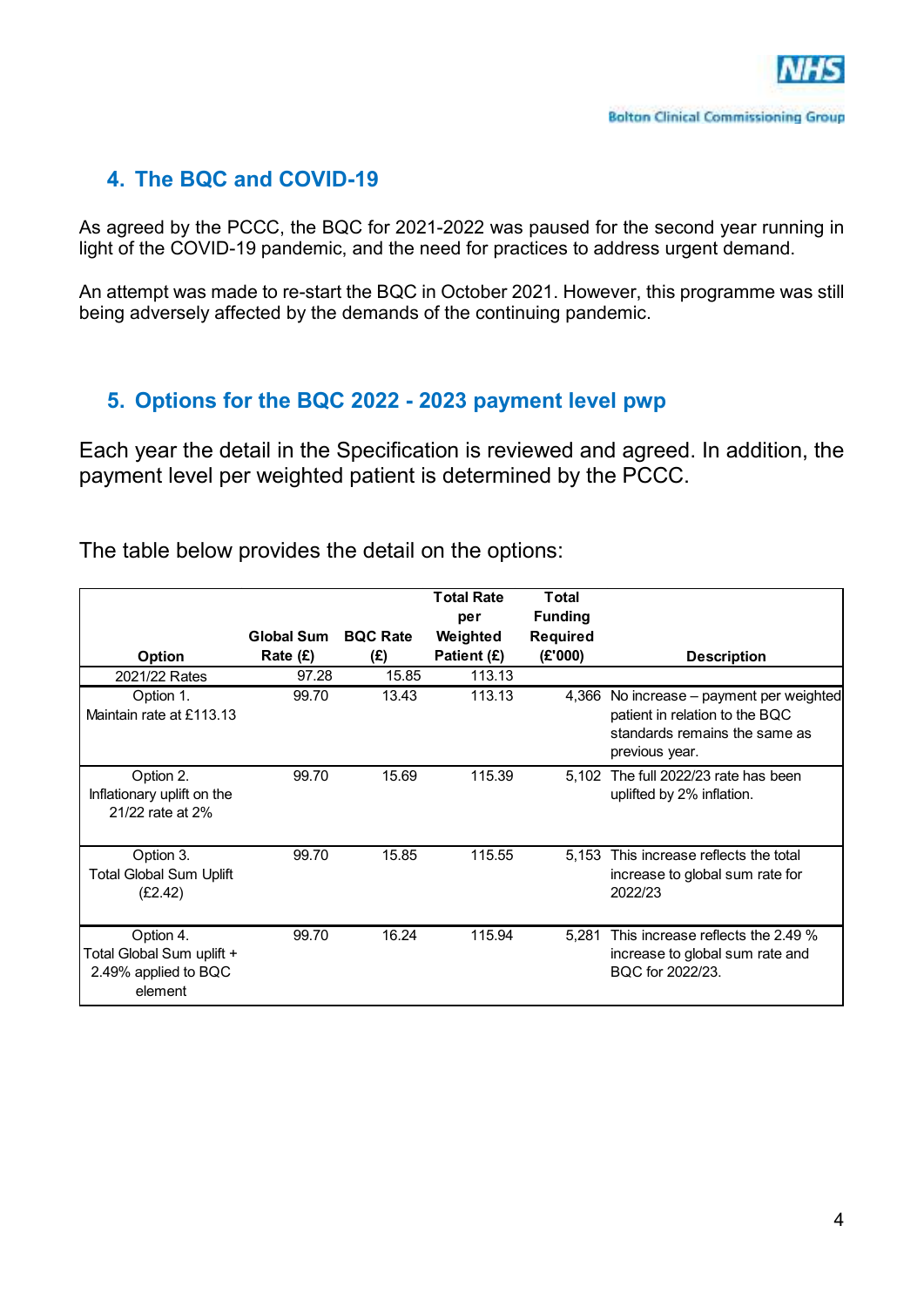## 4. The BQC and COVID-19

As agreed by the PCCC, the BQC for 2021-2022 was paused for the second year running in light of the COVID-19 pandemic, and the need for practices to address urgent demand.

An attempt was made to re-start the BQC in October 2021. However, this programme was still being adversely affected by the demands of the continuing pandemic.

## 5. Options for the BQC 2022 - 2023 payment level pwp

Each year the detail in the Specification is reviewed and agreed. In addition, the payment level per weighted patient is determined by the PCCC.

The table below provides the detail on the options:

| Option | Global Sum Rate (£) | BQC Rate (£) | Total Rate per Weighted Patient (£) | Total Funding Required (£'000) | Description |
|---|---|---|---|---|---|
| 2021/22 Rates | 97.28 | 15.85 | 113.13 | | |
| Option 1. Maintain rate at £113.13 | 99.70 | 13.43 | 113.13 | 4,366 | No increase – payment per weighted patient in relation to the BQC standards remains the same as previous year. |
| Option 2. Inflationary uplift on the 21/22 rate at 2% | 99.70 | 15.69 | 115.39 | 5,102 | The full 2022/23 rate has been uplifted by 2% inflation. |
| Option 3. Total Global Sum Uplift (£2.42) | 99.70 | 15.85 | 115.55 | 5,153 | This increase reflects the total increase to global sum rate for 2022/23 |
| Option 4. Total Global Sum uplift + 2.49% applied to BQC element | 99.70 | 16.24 | 115.94 | 5,281 | This increase reflects the 2.49 % increase to global sum rate and BQC for 2022/23. |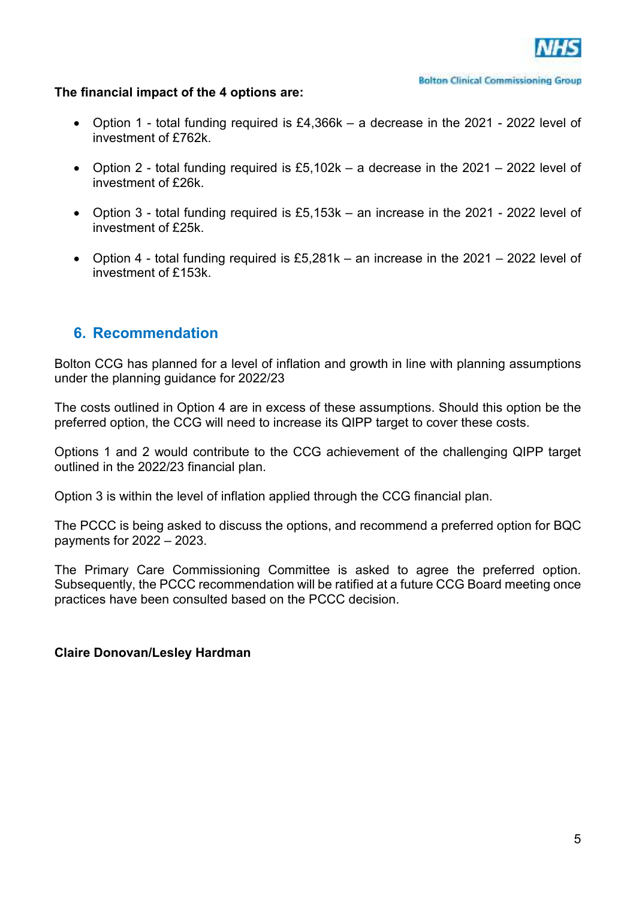**The financial impact of the 4 options are:**

- Option 1 - total funding required is £4,366k – a decrease in the 2021 - 2022 level of investment of £762k.
- Option 2 - total funding required is £5,102k – a decrease in the 2021 – 2022 level of investment of £26k.
- Option 3 - total funding required is £5,153k – an increase in the 2021 - 2022 level of investment of £25k.
- Option 4 - total funding required is £5,281k – an increase in the 2021 – 2022 level of investment of £153k.

## 6. Recommendation

Bolton CCG has planned for a level of inflation and growth in line with planning assumptions under the planning guidance for 2022/23

The costs outlined in Option 4 are in excess of these assumptions. Should this option be the preferred option, the CCG will need to increase its QIPP target to cover these costs.

Options 1 and 2 would contribute to the CCG achievement of the challenging QIPP target outlined in the 2022/23 financial plan.

Option 3 is within the level of inflation applied through the CCG financial plan.

The PCCC is being asked to discuss the options, and recommend a preferred option for BQC payments for 2022 – 2023.

The Primary Care Commissioning Committee is asked to agree the preferred option. Subsequently, the PCCC recommendation will be ratified at a future CCG Board meeting once practices have been consulted based on the PCCC decision.

**Claire Donovan/Lesley Hardman**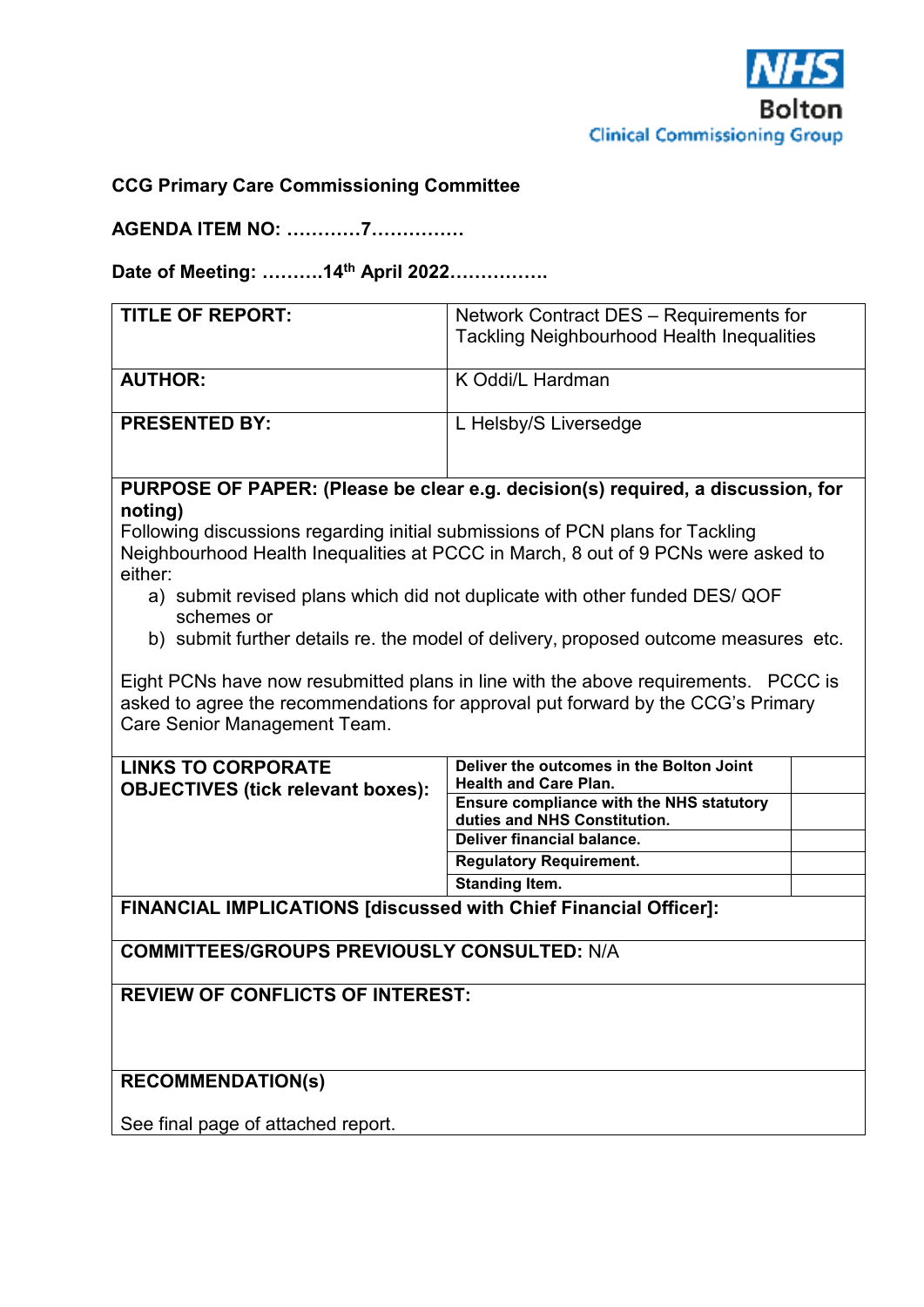NHS
Bolton
Clinical Commissioning Group

**CCG Primary Care Commissioning Committee**

**AGENDA ITEM NO: …………7……………**

**Date of Meeting: ……….14th April 2022…………….**

| **TITLE OF REPORT:** | Network Contract DES – Requirements for Tackling Neighbourhood Health Inequalities |
|---|---|
| **AUTHOR:** | K Oddi/L Hardman |
| **PRESENTED BY:** | L Helsby/S Liversedge |

**PURPOSE OF PAPER: (Please be clear e.g. decision(s) required, a discussion, for noting)**

Following discussions regarding initial submissions of PCN plans for Tackling Neighbourhood Health Inequalities at PCCC in March, 8 out of 9 PCNs were asked to either:

a) submit revised plans which did not duplicate with other funded DES/ QOF schemes or
b) submit further details re. the model of delivery, proposed outcome measures etc.

Eight PCNs have now resubmitted plans in line with the above requirements. PCCC is asked to agree the recommendations for approval put forward by the CCG's Primary Care Senior Management Team.

| **LINKS TO CORPORATE OBJECTIVES (tick relevant boxes):** | **Deliver the outcomes in the Bolton Joint Health and Care Plan.** | |
|---|---|---|
| | **Ensure compliance with the NHS statutory duties and NHS Constitution.** | |
| | **Deliver financial balance.** | |
| | **Regulatory Requirement.** | |
| | **Standing Item.** | |

**FINANCIAL IMPLICATIONS [discussed with Chief Financial Officer]:**

**COMMITTEES/GROUPS PREVIOUSLY CONSULTED:** N/A

**REVIEW OF CONFLICTS OF INTEREST:**

**RECOMMENDATION(s)**

See final page of attached report.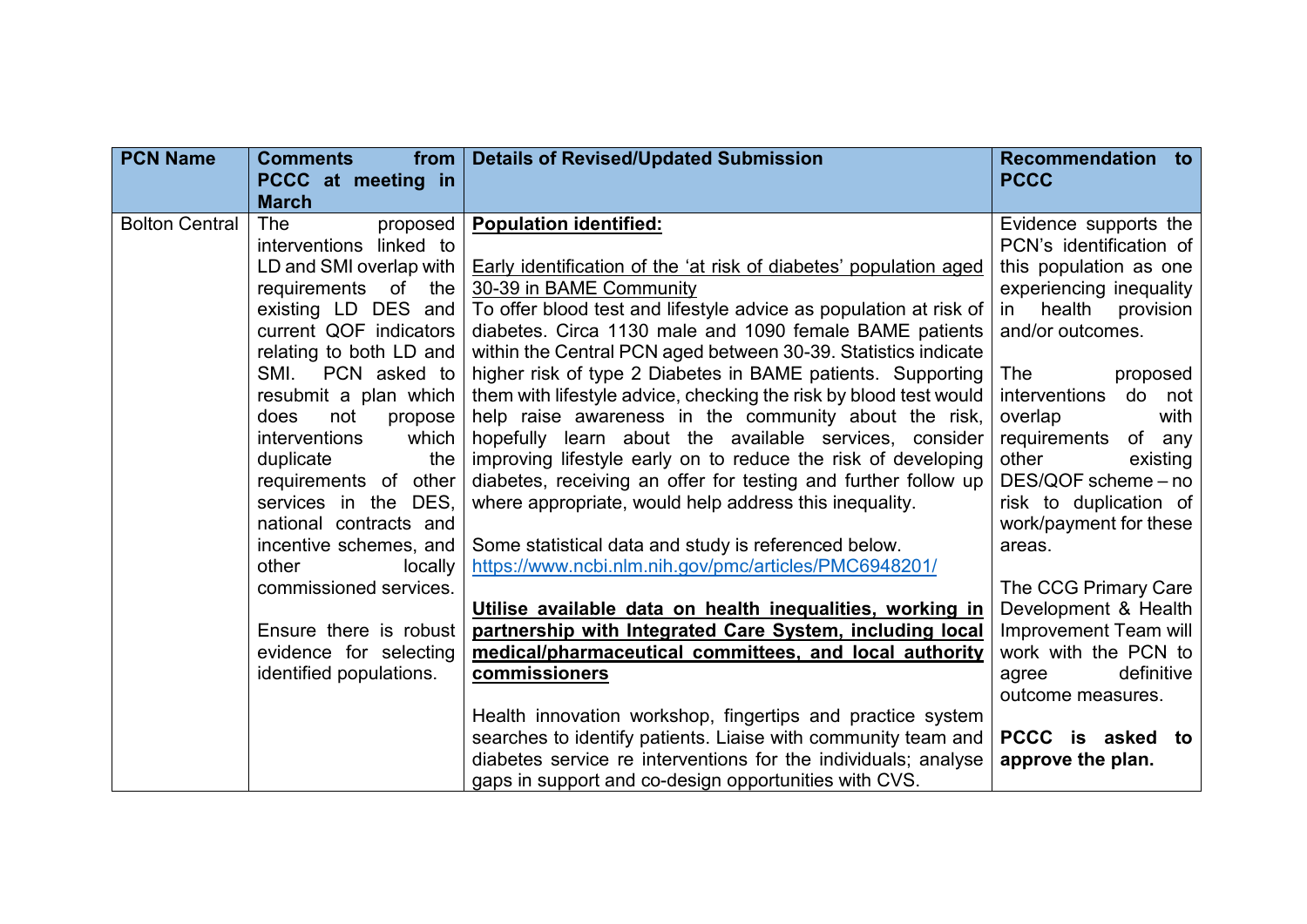| PCN Name | Comments from PCCC at meeting in March | Details of Revised/Updated Submission | Recommendation to PCCC |
|---|---|---|---|
| Bolton Central | The proposed interventions linked to LD and SMI overlap with requirements of the existing LD DES and current QOF indicators relating to both LD and SMI. PCN asked to resubmit a plan which does not propose interventions which duplicate the requirements of other services in the DES, national contracts and incentive schemes, and other locally commissioned services.<br><br>Ensure there is robust evidence for selecting identified populations. | **Population identified:**<br><br>Early identification of the 'at risk of diabetes' population aged 30-39 in BAME Community<br>To offer blood test and lifestyle advice as population at risk of diabetes. Circa 1130 male and 1090 female BAME patients within the Central PCN aged between 30-39. Statistics indicate higher risk of type 2 Diabetes in BAME patients. Supporting them with lifestyle advice, checking the risk by blood test would help raise awareness in the community about the risk, hopefully learn about the available services, consider improving lifestyle early on to reduce the risk of developing diabetes, receiving an offer for testing and further follow up where appropriate, would help address this inequality.<br><br>Some statistical data and study is referenced below.<br>https://www.ncbi.nlm.nih.gov/pmc/articles/PMC6948201/<br><br>**Utilise available data on health inequalities, working in partnership with Integrated Care System, including local medical/pharmaceutical committees, and local authority commissioners**<br><br>Health innovation workshop, fingertips and practice system searches to identify patients. Liaise with community team and diabetes service re interventions for the individuals; analyse gaps in support and co-design opportunities with CVS. | Evidence supports the PCN's identification of this population as one experiencing inequality in health provision and/or outcomes.<br><br>The proposed interventions do not overlap with requirements of any other existing DES/QOF scheme – no risk to duplication of work/payment for these areas.<br><br>The CCG Primary Care Development & Health Improvement Team will work with the PCN to agree definitive outcome measures.<br><br>**PCCC is asked to approve the plan.** |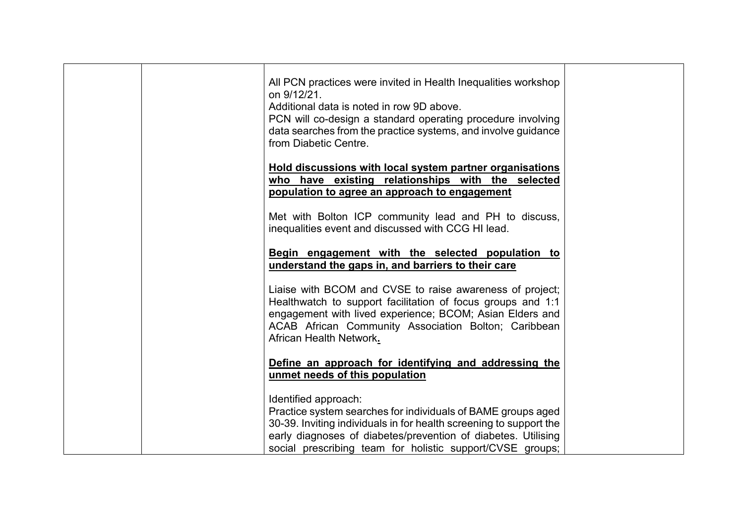| | | | |
|---|---|---|---|
| | | All PCN practices were invited in Health Inequalities workshop on 9/12/21.<br>Additional data is noted in row 9D above.<br>PCN will co-design a standard operating procedure involving data searches from the practice systems, and involve guidance from Diabetic Centre.<br><br>**<u>Hold discussions with local system partner organisations who have existing relationships with the selected population to agree an approach to engagement</u>**<br><br>Met with Bolton ICP community lead and PH to discuss, inequalities event and discussed with CCG HI lead.<br><br>**<u>Begin engagement with the selected population to understand the gaps in, and barriers to their care</u>**<br><br>Liaise with BCOM and CVSE to raise awareness of project; Healthwatch to support facilitation of focus groups and 1:1 engagement with lived experience; BCOM; Asian Elders and ACAB African Community Association Bolton; Caribbean African Health Network.<br><br>**<u>Define an approach for identifying and addressing the unmet needs of this population</u>**<br><br>Identified approach:<br>Practice system searches for individuals of BAME groups aged 30-39. Inviting individuals in for health screening to support the early diagnoses of diabetes/prevention of diabetes. Utilising social prescribing team for holistic support/CVSE groups; | |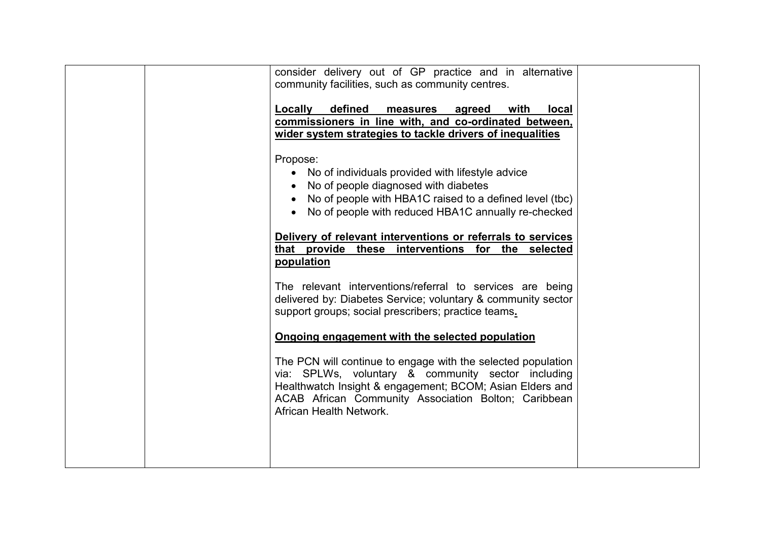| | | consider delivery out of GP practice and in alternative community facilities, such as community centres.<br><br>**<u>Locally defined measures agreed with local commissioners in line with, and co-ordinated between, wider system strategies to tackle drivers of inequalities</u>**<br><br>Propose:<br>• No of individuals provided with lifestyle advice<br>• No of people diagnosed with diabetes<br>• No of people with HBA1C raised to a defined level (tbc)<br>• No of people with reduced HBA1C annually re-checked<br><br>**<u>Delivery of relevant interventions or referrals to services that provide these interventions for the selected population</u>**<br><br>The relevant interventions/referral to services are being delivered by: Diabetes Service; voluntary & community sector support groups; social prescribers; practice teams.<br><br>**<u>Ongoing engagement with the selected population</u>**<br><br>The PCN will continue to engage with the selected population via: SPLWs, voluntary & community sector including Healthwatch Insight & engagement; BCOM; Asian Elders and ACAB African Community Association Bolton; Caribbean African Health Network. | |
|---|---|---|---|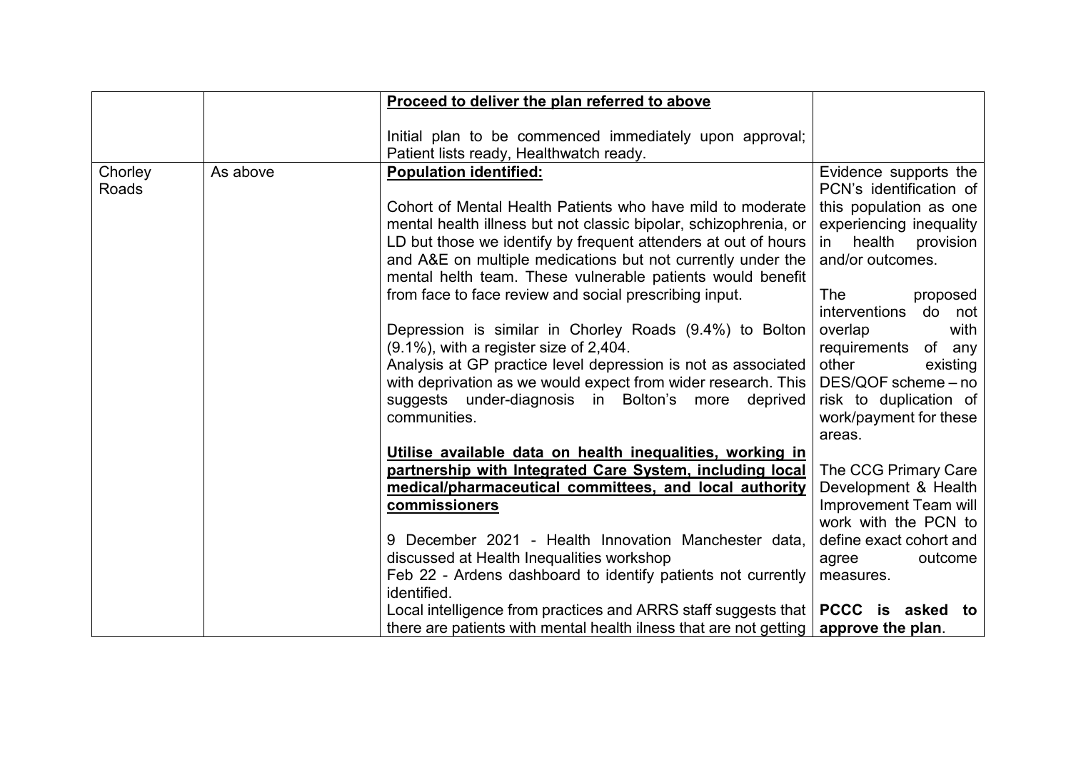| | | | |
|---|---|---|---|
| | | **Proceed to deliver the plan referred to above**<br><br>Initial plan to be commenced immediately upon approval; Patient lists ready, Healthwatch ready. | |
| Chorley Roads | As above | **Population identified:**<br><br>Cohort of Mental Health Patients who have mild to moderate mental health illness but not classic bipolar, schizophrenia, or LD but those we identify by frequent attenders at out of hours and A&E on multiple medications but not currently under the mental helth team. These vulnerable patients would benefit from face to face review and social prescribing input.<br><br>Depression is similar in Chorley Roads (9.4%) to Bolton (9.1%), with a register size of 2,404.<br>Analysis at GP practice level depression is not as associated with deprivation as we would expect from wider research. This suggests under-diagnosis in Bolton's more deprived communities.<br><br>**Utilise available data on health inequalities, working in partnership with Integrated Care System, including local medical/pharmaceutical committees, and local authority commissioners**<br><br>9 December 2021 - Health Innovation Manchester data, discussed at Health Inequalities workshop<br>Feb 22 - Ardens dashboard to identify patients not currently identified.<br>Local intelligence from practices and ARRS staff suggests that there are patients with mental health ilness that are not getting | Evidence supports the PCN's identification of this population as one experiencing inequality in health provision and/or outcomes.<br><br>The proposed interventions do not overlap with requirements of any other existing DES/QOF scheme – no risk to duplication of work/payment for these areas.<br><br>The CCG Primary Care Development & Health Improvement Team will work with the PCN to define exact cohort and agree outcome measures.<br><br>**PCCC is asked to approve the plan**. |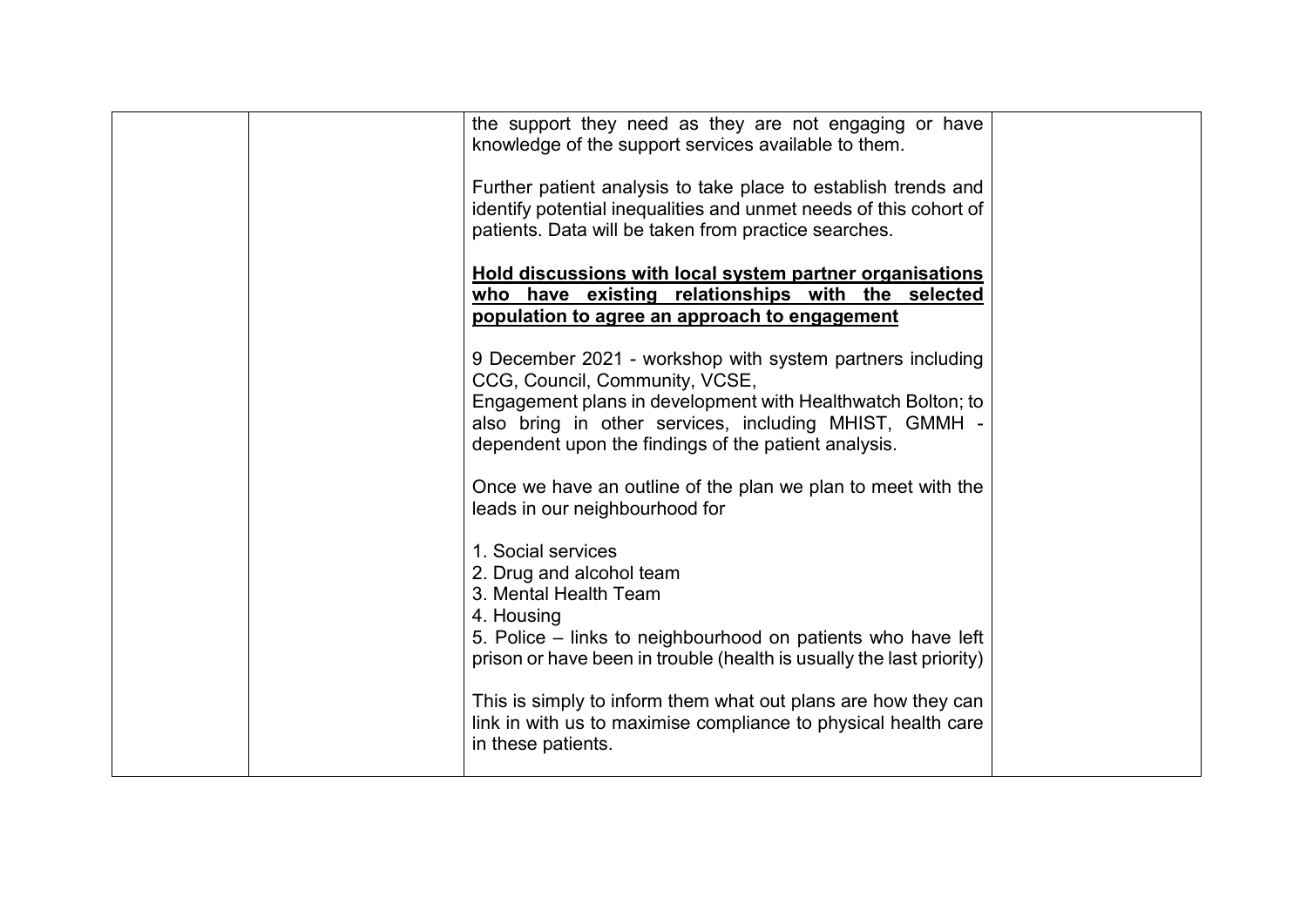|  |  | the support they need as they are not engaging or have knowledge of the support services available to them.<br><br>Further patient analysis to take place to establish trends and identify potential inequalities and unmet needs of this cohort of patients. Data will be taken from practice searches.<br><br>**<u>Hold discussions with local system partner organisations who have existing relationships with the selected population to agree an approach to engagement</u>**<br><br>9 December 2021 - workshop with system partners including CCG, Council, Community, VCSE,<br>Engagement plans in development with Healthwatch Bolton; to also bring in other services, including MHIST, GMMH - dependent upon the findings of the patient analysis.<br><br>Once we have an outline of the plan we plan to meet with the leads in our neighbourhood for<br><br>1. Social services<br>2. Drug and alcohol team<br>3. Mental Health Team<br>4. Housing<br>5. Police – links to neighbourhood on patients who have left prison or have been in trouble (health is usually the last priority)<br><br>This is simply to inform them what out plans are how they can link in with us to maximise compliance to physical health care in these patients. |  |
|---|---|---|---|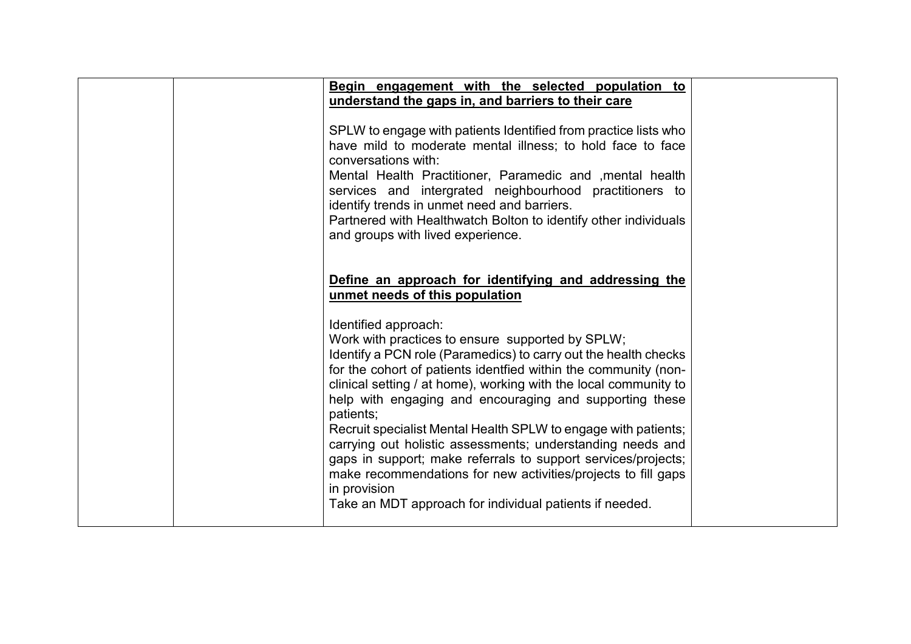| | | **Begin engagement with the selected population to understand the gaps in, and barriers to their care**<br><br>SPLW to engage with patients Identified from practice lists who have mild to moderate mental illness; to hold face to face conversations with:<br>Mental Health Practitioner, Paramedic and ,mental health services and intergrated neighbourhood practitioners to identify trends in unmet need and barriers.<br>Partnered with Healthwatch Bolton to identify other individuals and groups with lived experience.<br><br>**Define an approach for identifying and addressing the unmet needs of this population**<br><br>Identified approach:<br>Work with practices to ensure supported by SPLW;<br>Identify a PCN role (Paramedics) to carry out the health checks for the cohort of patients identfied within the community (non-clinical setting / at home), working with the local community to help with engaging and encouraging and supporting these patients;<br>Recruit specialist Mental Health SPLW to engage with patients; carrying out holistic assessments; understanding needs and gaps in support; make referrals to support services/projects; make recommendations for new activities/projects to fill gaps in provision<br>Take an MDT approach for individual patients if needed. | |
|---|---|---|---|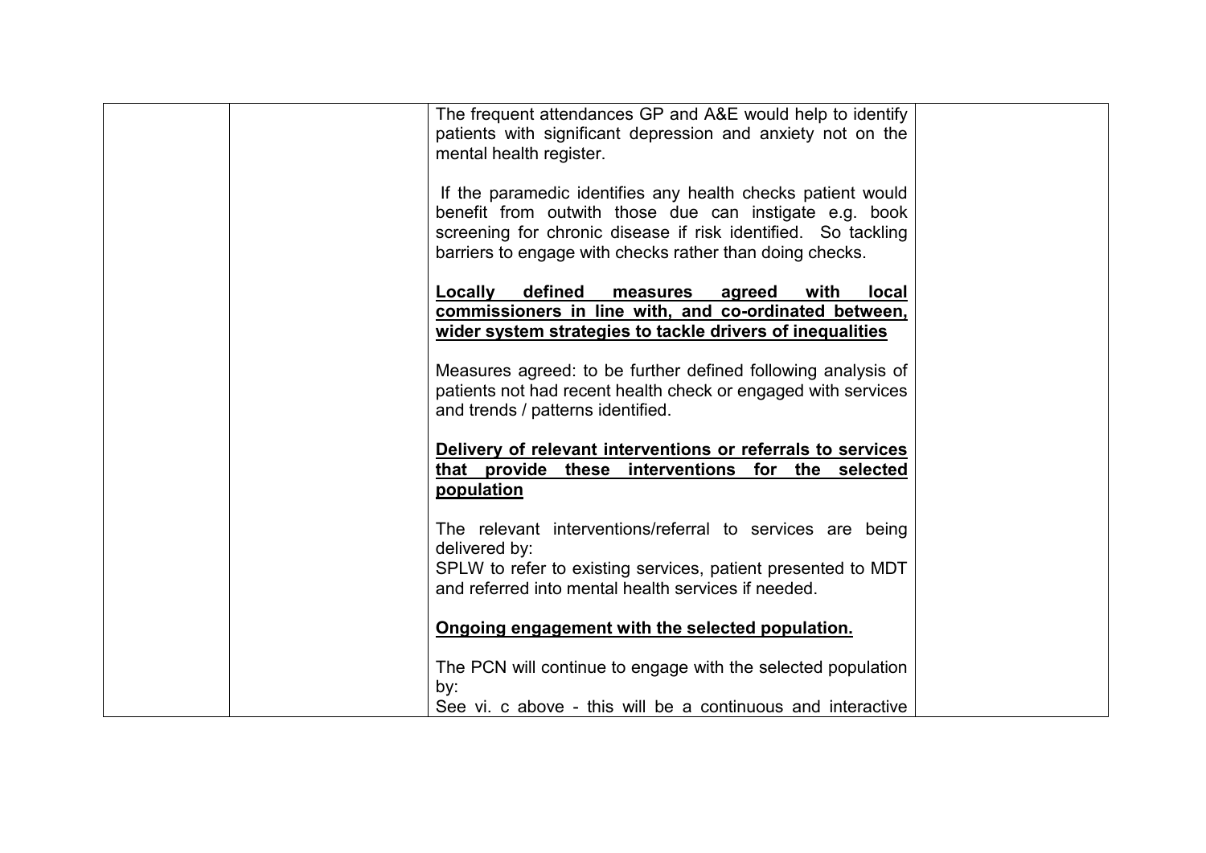| | | | |
|---|---|---|---|
| | | The frequent attendances GP and A&E would help to identify patients with significant depression and anxiety not on the mental health register.<br><br>If the paramedic identifies any health checks patient would benefit from outwith those due can instigate e.g. book screening for chronic disease if risk identified. So tackling barriers to engage with checks rather than doing checks.<br><br>**<u>Locally defined measures agreed with local commissioners in line with, and co-ordinated between, wider system strategies to tackle drivers of inequalities</u>**<br><br>Measures agreed: to be further defined following analysis of patients not had recent health check or engaged with services and trends / patterns identified.<br><br>**<u>Delivery of relevant interventions or referrals to services that provide these interventions for the selected population</u>**<br><br>The relevant interventions/referral to services are being delivered by:<br>SPLW to refer to existing services, patient presented to MDT and referred into mental health services if needed.<br><br>**<u>Ongoing engagement with the selected population.</u>**<br><br>The PCN will continue to engage with the selected population by:<br>See vi. c above - this will be a continuous and interactive | |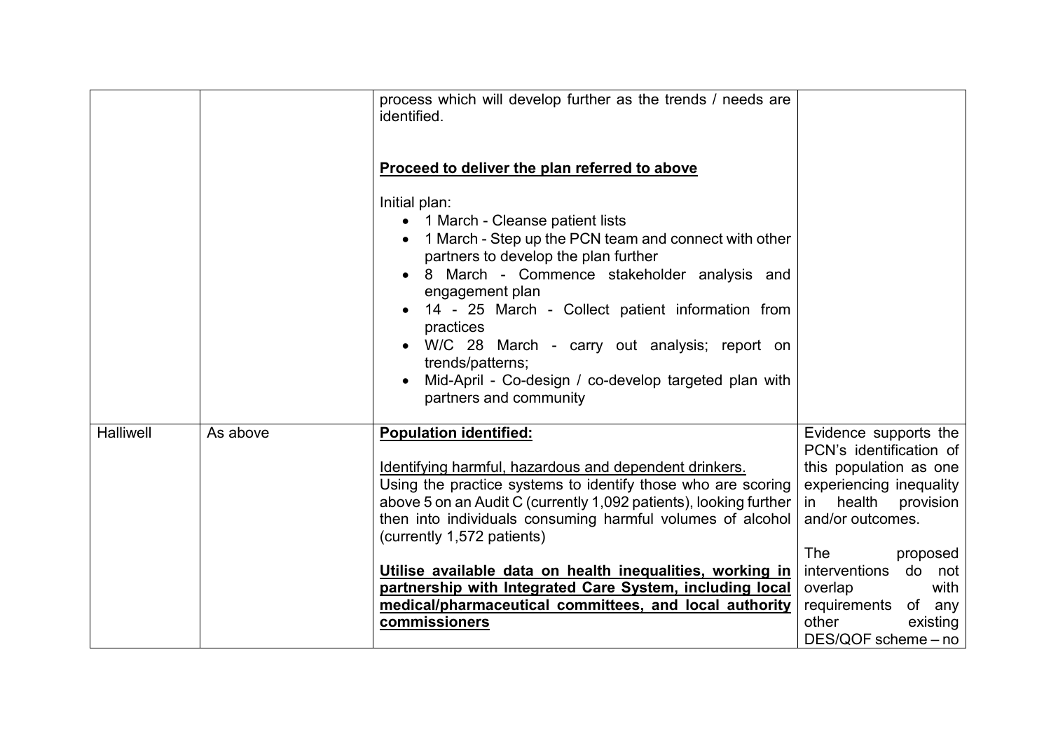| | | | |
|---|---|---|---|
| | | process which will develop further as the trends / needs are identified.<br><br>**<u>Proceed to deliver the plan referred to above</u>**<br><br>Initial plan:<br>• 1 March - Cleanse patient lists<br>• 1 March - Step up the PCN team and connect with other partners to develop the plan further<br>• 8 March - Commence stakeholder analysis and engagement plan<br>• 14 - 25 March - Collect patient information from practices<br>• W/C 28 March - carry out analysis; report on trends/patterns;<br>• Mid-April - Co-design / co-develop targeted plan with partners and community | |
| Halliwell | As above | **<u>Population identified:</u>**<br><br><u>Identifying harmful, hazardous and dependent drinkers.</u><br>Using the practice systems to identify those who are scoring above 5 on an Audit C (currently 1,092 patients), looking further then into individuals consuming harmful volumes of alcohol (currently 1,572 patients)<br><br>**<u>Utilise available data on health inequalities, working in partnership with Integrated Care System, including local medical/pharmaceutical committees, and local authority commissioners</u>** | Evidence supports the PCN's identification of this population as one experiencing inequality in health provision and/or outcomes.<br><br>The proposed interventions do not overlap with requirements of any other existing DES/QOF scheme – no |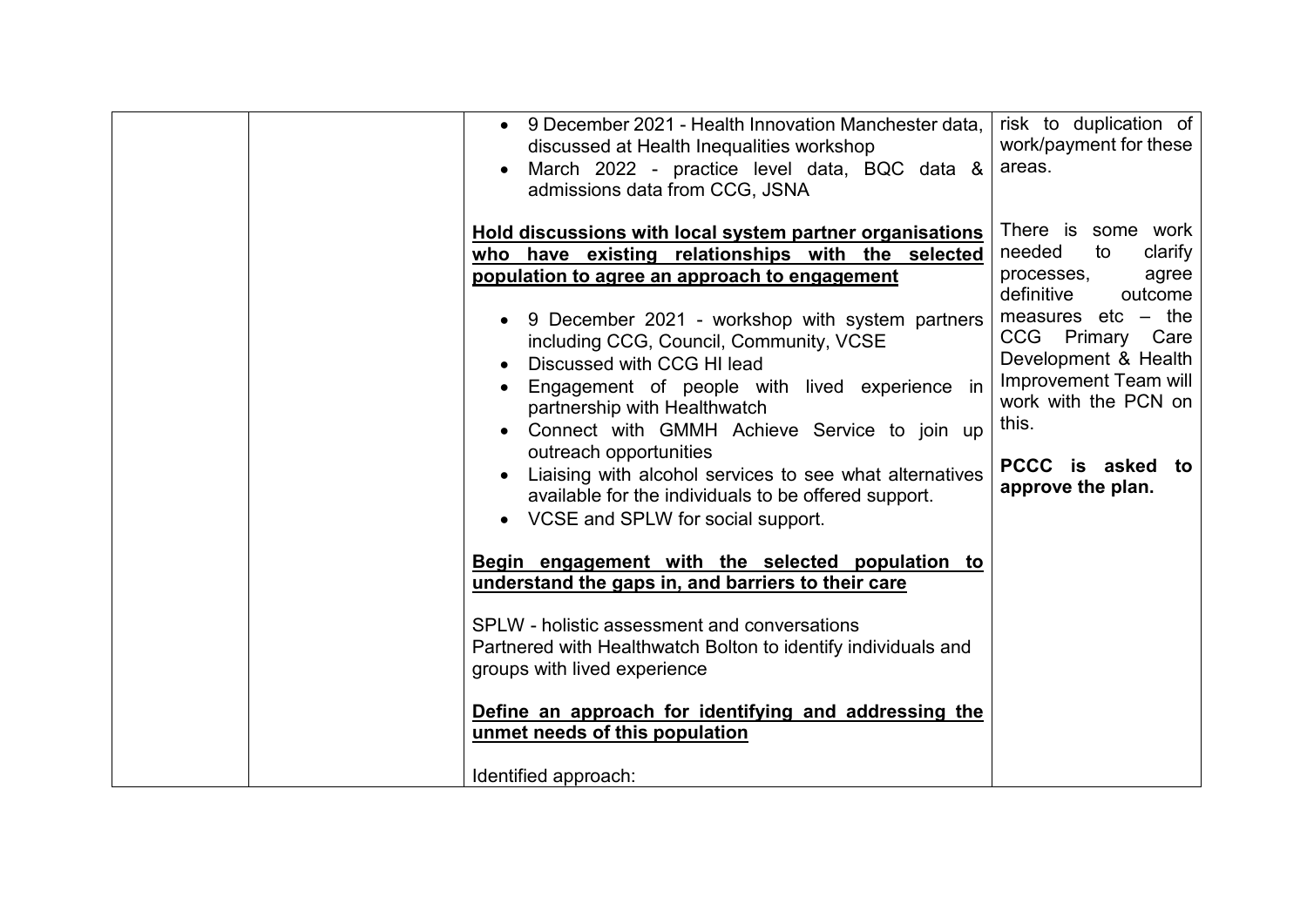| | | | |
|---|---|---|---|
| | | • 9 December 2021 - Health Innovation Manchester data, discussed at Health Inequalities workshop<br>• March 2022 - practice level data, BQC data & admissions data from CCG, JSNA<br><br>**<u>Hold discussions with local system partner organisations who have existing relationships with the selected population to agree an approach to engagement</u>**<br><br>• 9 December 2021 - workshop with system partners including CCG, Council, Community, VCSE<br>• Discussed with CCG HI lead<br>• Engagement of people with lived experience in partnership with Healthwatch<br>• Connect with GMMH Achieve Service to join up outreach opportunities<br>• Liaising with alcohol services to see what alternatives available for the individuals to be offered support.<br>• VCSE and SPLW for social support.<br><br>**<u>Begin engagement with the selected population to understand the gaps in, and barriers to their care</u>**<br><br>SPLW - holistic assessment and conversations<br>Partnered with Healthwatch Bolton to identify individuals and groups with lived experience<br><br>**<u>Define an approach for identifying and addressing the unmet needs of this population</u>**<br><br>Identified approach: | risk to duplication of work/payment for these areas.<br><br>There is some work needed to clarify processes, agree definitive outcome measures etc – the CCG Primary Care Development & Health Improvement Team will work with the PCN on this.<br><br>**PCCC is asked to approve the plan.** |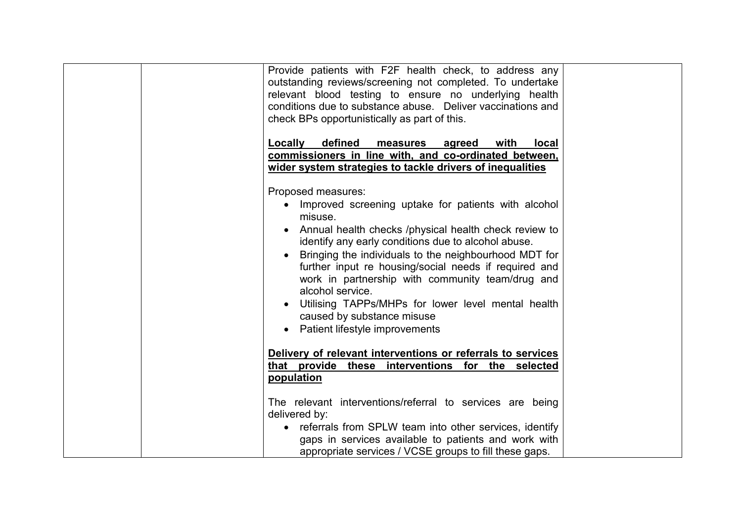| | | | |
|---|---|---|---|
| | | Provide patients with F2F health check, to address any outstanding reviews/screening not completed. To undertake relevant blood testing to ensure no underlying health conditions due to substance abuse. Deliver vaccinations and check BPs opportunistically as part of this.<br><br>**<u>Locally defined measures agreed with local commissioners in line with, and co-ordinated between, wider system strategies to tackle drivers of inequalities</u>**<br><br>Proposed measures:<br>• Improved screening uptake for patients with alcohol misuse.<br>• Annual health checks /physical health check review to identify any early conditions due to alcohol abuse.<br>• Bringing the individuals to the neighbourhood MDT for further input re housing/social needs if required and work in partnership with community team/drug and alcohol service.<br>• Utilising TAPPs/MHPs for lower level mental health caused by substance misuse<br>• Patient lifestyle improvements<br><br>**<u>Delivery of relevant interventions or referrals to services that provide these interventions for the selected population</u>**<br><br>The relevant interventions/referral to services are being delivered by:<br>• referrals from SPLW team into other services, identify gaps in services available to patients and work with appropriate services / VCSE groups to fill these gaps. | |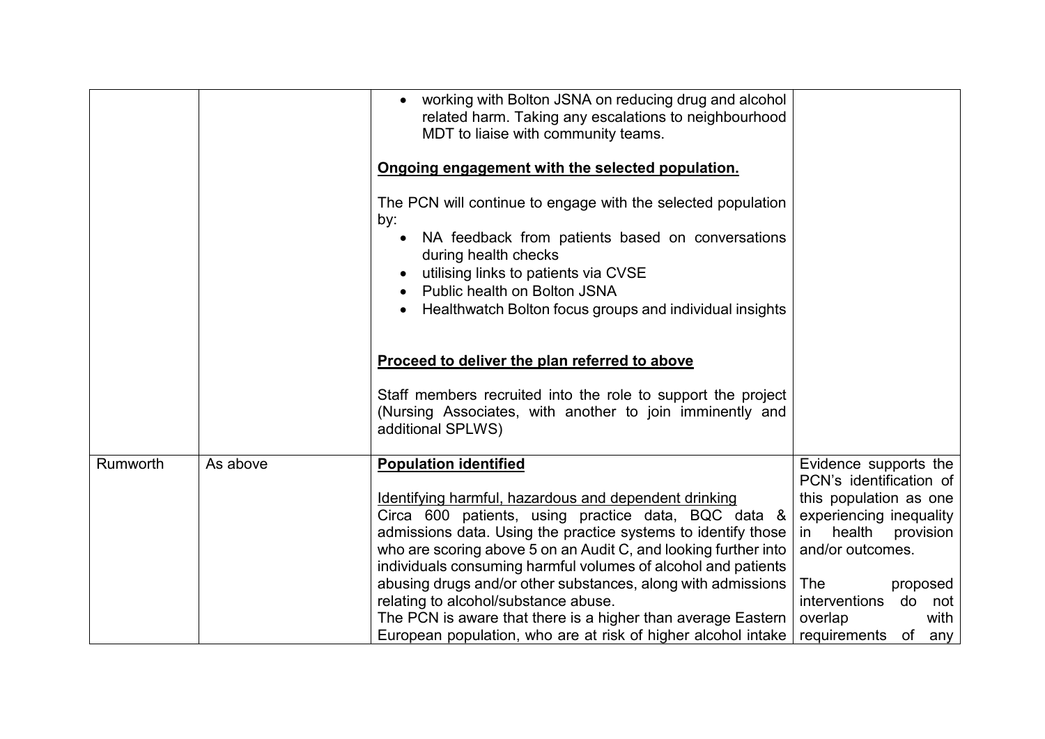| | | | |
|---|---|---|---|
| | | • working with Bolton JSNA on reducing drug and alcohol related harm. Taking any escalations to neighbourhood MDT to liaise with community teams.<br><br>**<u>Ongoing engagement with the selected population.</u>**<br><br>The PCN will continue to engage with the selected population by:<br>• NA feedback from patients based on conversations during health checks<br>• utilising links to patients via CVSE<br>• Public health on Bolton JSNA<br>• Healthwatch Bolton focus groups and individual insights<br><br>**<u>Proceed to deliver the plan referred to above</u>**<br><br>Staff members recruited into the role to support the project (Nursing Associates, with another to join imminently and additional SPLWS) | |
| Rumworth | As above | **<u>Population identified</u>**<br><br><u>Identifying harmful, hazardous and dependent drinking</u><br>Circa 600 patients, using practice data, BQC data & admissions data. Using the practice systems to identify those who are scoring above 5 on an Audit C, and looking further into individuals consuming harmful volumes of alcohol and patients abusing drugs and/or other substances, along with admissions relating to alcohol/substance abuse.<br>The PCN is aware that there is a higher than average Eastern European population, who are at risk of higher alcohol intake | Evidence supports the PCN's identification of this population as one experiencing inequality in health provision and/or outcomes.<br><br>The proposed interventions do not overlap with requirements of any |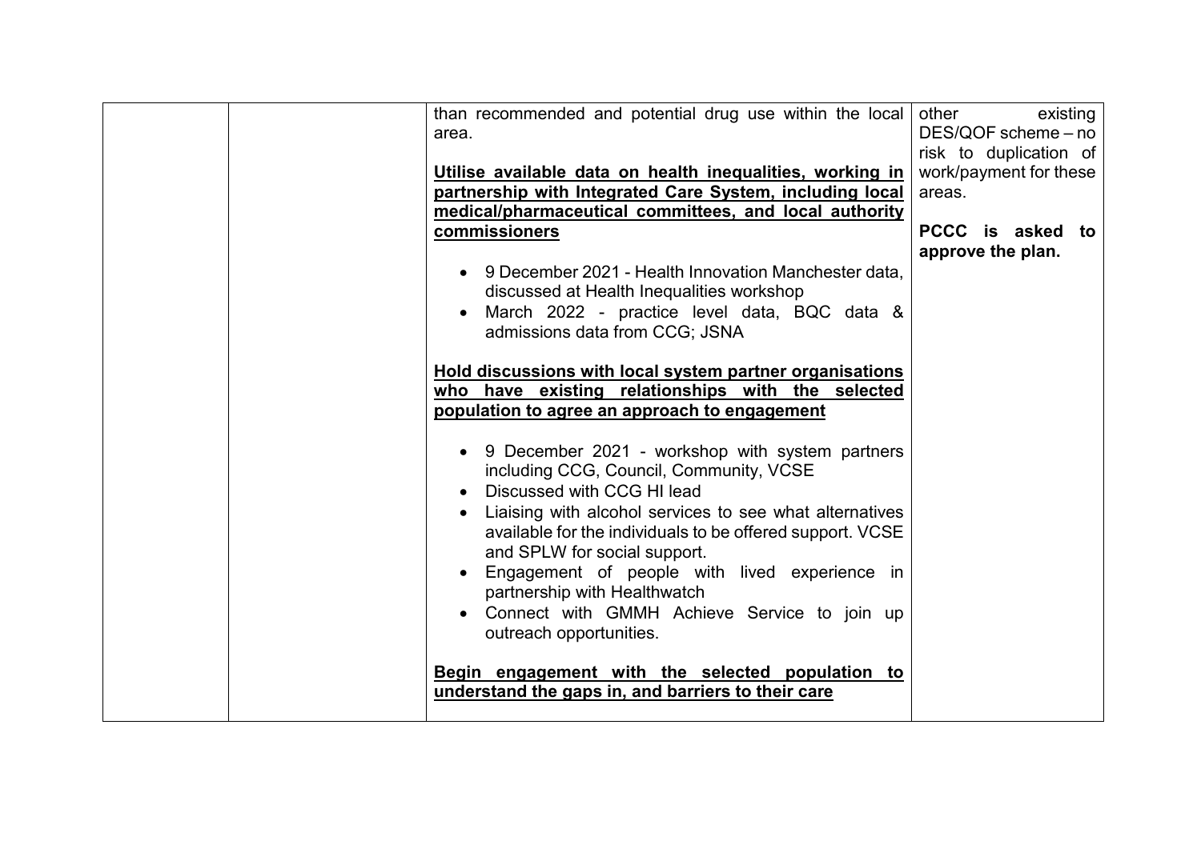| | | | |
|---|---|---|---|
| | | than recommended and potential drug use within the local area.<br><br>**<u>Utilise available data on health inequalities, working in partnership with Integrated Care System, including local medical/pharmaceutical committees, and local authority commissioners</u>**<br><br>• 9 December 2021 - Health Innovation Manchester data, discussed at Health Inequalities workshop<br>• March 2022 - practice level data, BQC data & admissions data from CCG; JSNA<br><br>**<u>Hold discussions with local system partner organisations who have existing relationships with the selected population to agree an approach to engagement</u>**<br><br>• 9 December 2021 - workshop with system partners including CCG, Council, Community, VCSE<br>• Discussed with CCG HI lead<br>• Liaising with alcohol services to see what alternatives available for the individuals to be offered support. VCSE and SPLW for social support.<br>• Engagement of people with lived experience in partnership with Healthwatch<br>• Connect with GMMH Achieve Service to join up outreach opportunities.<br><br>**<u>Begin engagement with the selected population to understand the gaps in, and barriers to their care</u>** | other existing DES/QOF scheme – no risk to duplication of work/payment for these areas.<br><br>**PCCC is asked to approve the plan.** |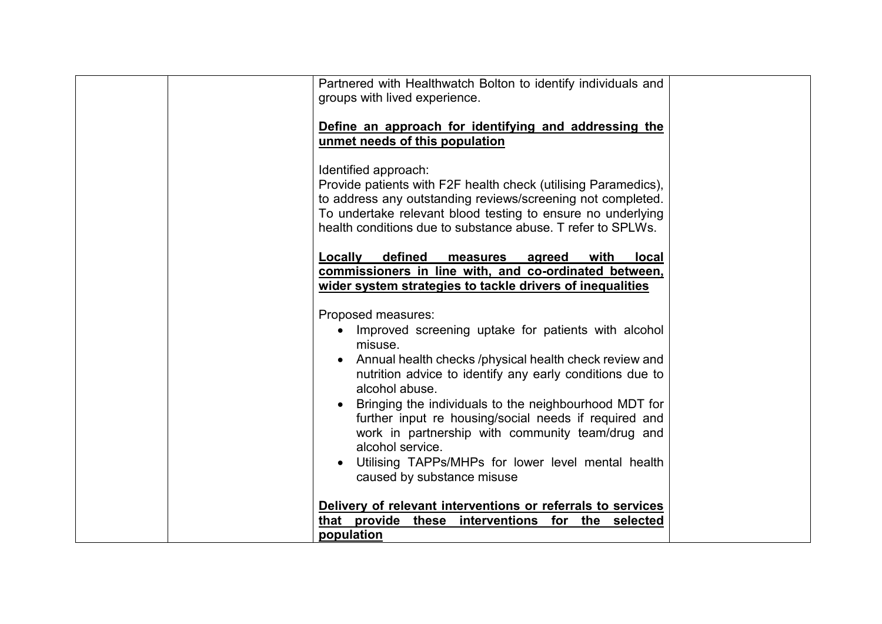| | | | |
|---|---|---|---|
| | | Partnered with Healthwatch Bolton to identify individuals and groups with lived experience.<br><br>**Define an approach for identifying and addressing the unmet needs of this population**<br><br>Identified approach:<br>Provide patients with F2F health check (utilising Paramedics), to address any outstanding reviews/screening not completed. To undertake relevant blood testing to ensure no underlying health conditions due to substance abuse. T refer to SPLWs.<br><br>**Locally defined measures agreed with local commissioners in line with, and co-ordinated between, wider system strategies to tackle drivers of inequalities**<br><br>Proposed measures:<br>• Improved screening uptake for patients with alcohol misuse.<br>• Annual health checks /physical health check review and nutrition advice to identify any early conditions due to alcohol abuse.<br>• Bringing the individuals to the neighbourhood MDT for further input re housing/social needs if required and work in partnership with community team/drug and alcohol service.<br>• Utilising TAPPs/MHPs for lower level mental health caused by substance misuse<br><br>**Delivery of relevant interventions or referrals to services that provide these interventions for the selected population** | |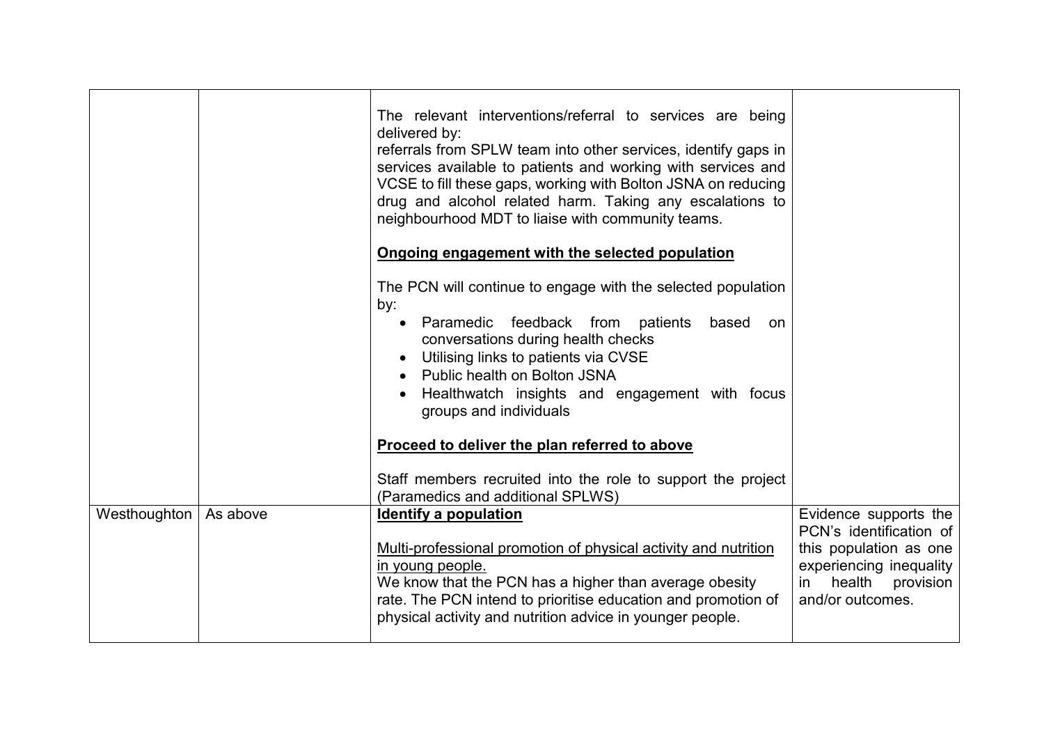| | | | |
|---|---|---|---|
| | | The relevant interventions/referral to services are being delivered by:<br>referrals from SPLW team into other services, identify gaps in services available to patients and working with services and VCSE to fill these gaps, working with Bolton JSNA on reducing drug and alcohol related harm. Taking any escalations to neighbourhood MDT to liaise with community teams.<br><br>**<u>Ongoing engagement with the selected population</u>**<br><br>The PCN will continue to engage with the selected population by:<br>• Paramedic feedback from patients based on conversations during health checks<br>• Utilising links to patients via CVSE<br>• Public health on Bolton JSNA<br>• Healthwatch insights and engagement with focus groups and individuals<br><br>**<u>Proceed to deliver the plan referred to above</u>**<br><br>Staff members recruited into the role to support the project (Paramedics and additional SPLWS) | |
| Westhoughton | As above | **<u>Identify a population</u>**<br><br><u>Multi-professional promotion of physical activity and nutrition in young people.</u><br>We know that the PCN has a higher than average obesity rate. The PCN intend to prioritise education and promotion of physical activity and nutrition advice in younger people. | Evidence supports the PCN's identification of this population as one experiencing inequality in health provision and/or outcomes. |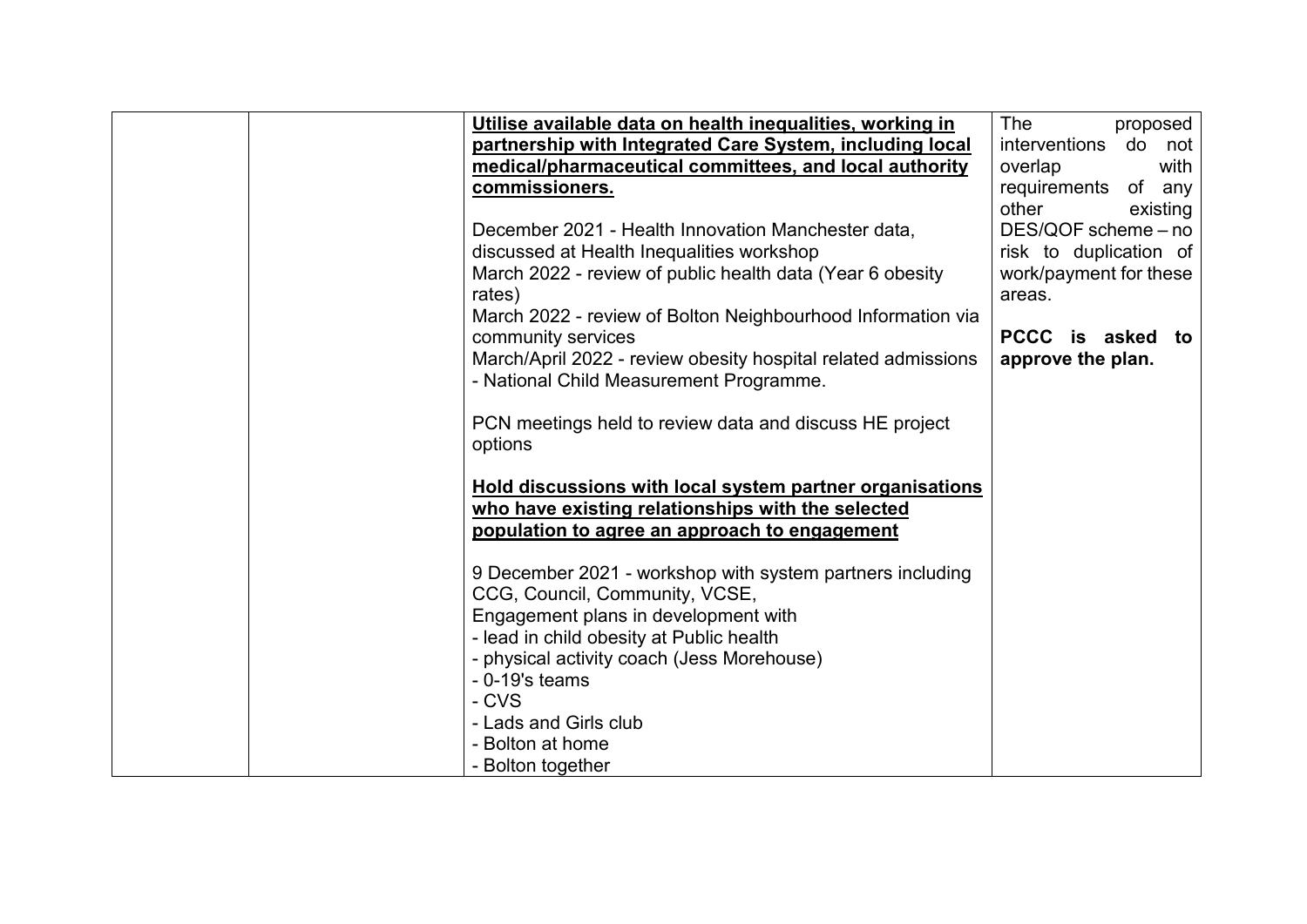|  |  |  |  |
|---|---|---|---|
|  |  | **<u>Utilise available data on health inequalities, working in partnership with Integrated Care System, including local medical/pharmaceutical committees, and local authority commissioners.</u>**<br><br>December 2021 - Health Innovation Manchester data, discussed at Health Inequalities workshop<br>March 2022 - review of public health data (Year 6 obesity rates)<br>March 2022 - review of Bolton Neighbourhood Information via community services<br>March/April 2022 - review obesity hospital related admissions - National Child Measurement Programme.<br><br>PCN meetings held to review data and discuss HE project options<br><br>**<u>Hold discussions with local system partner organisations who have existing relationships with the selected population to agree an approach to engagement</u>**<br><br>9 December 2021 - workshop with system partners including CCG, Council, Community, VCSE,<br>Engagement plans in development with<br>- lead in child obesity at Public health<br>- physical activity coach (Jess Morehouse)<br>- 0-19's teams<br>- CVS<br>- Lads and Girls club<br>- Bolton at home<br>- Bolton together | The proposed interventions do not overlap with requirements of any other existing DES/QOF scheme – no risk to duplication of work/payment for these areas.<br><br>**PCCC is asked to approve the plan.** |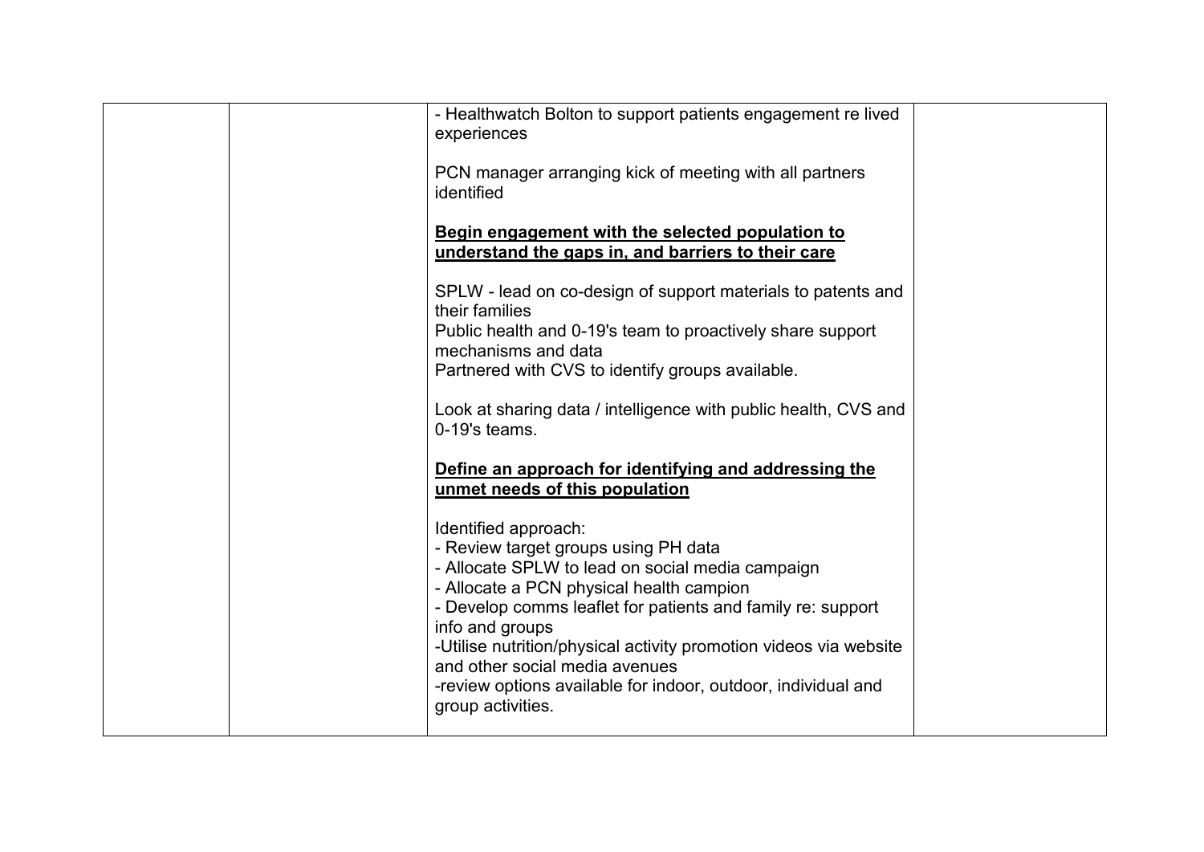| | | | |
|---|---|---|---|
| | | - Healthwatch Bolton to support patients engagement re lived experiences<br><br>PCN manager arranging kick of meeting with all partners identified<br><br>**<u>Begin engagement with the selected population to understand the gaps in, and barriers to their care</u>**<br><br>SPLW - lead on co-design of support materials to patents and their families<br>Public health and 0-19's team to proactively share support mechanisms and data<br>Partnered with CVS to identify groups available.<br><br>Look at sharing data / intelligence with public health, CVS and 0-19's teams.<br><br>**<u>Define an approach for identifying and addressing the unmet needs of this population</u>**<br><br>Identified approach:<br>- Review target groups using PH data<br>- Allocate SPLW to lead on social media campaign<br>- Allocate a PCN physical health campion<br>- Develop comms leaflet for patients and family re: support info and groups<br>-Utilise nutrition/physical activity promotion videos via website and other social media avenues<br>-review options available for indoor, outdoor, individual and group activities. | |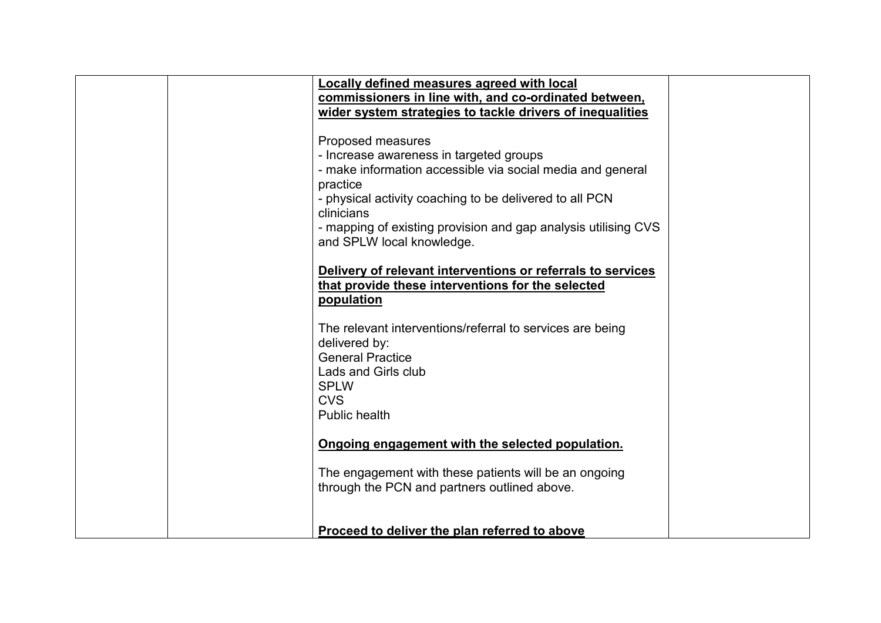| | | **Locally defined measures agreed with local commissioners in line with, and co-ordinated between, wider system strategies to tackle drivers of inequalities**<br><br>Proposed measures<br>- Increase awareness in targeted groups<br>- make information accessible via social media and general practice<br>- physical activity coaching to be delivered to all PCN clinicians<br>- mapping of existing provision and gap analysis utilising CVS and SPLW local knowledge.<br><br>**Delivery of relevant interventions or referrals to services that provide these interventions for the selected population**<br><br>The relevant interventions/referral to services are being delivered by:<br>General Practice<br>Lads and Girls club<br>SPLW<br>CVS<br>Public health<br><br>**Ongoing engagement with the selected population.**<br><br>The engagement with these patients will be an ongoing through the PCN and partners outlined above.<br><br>**Proceed to deliver the plan referred to above** | |
|---|---|---|---|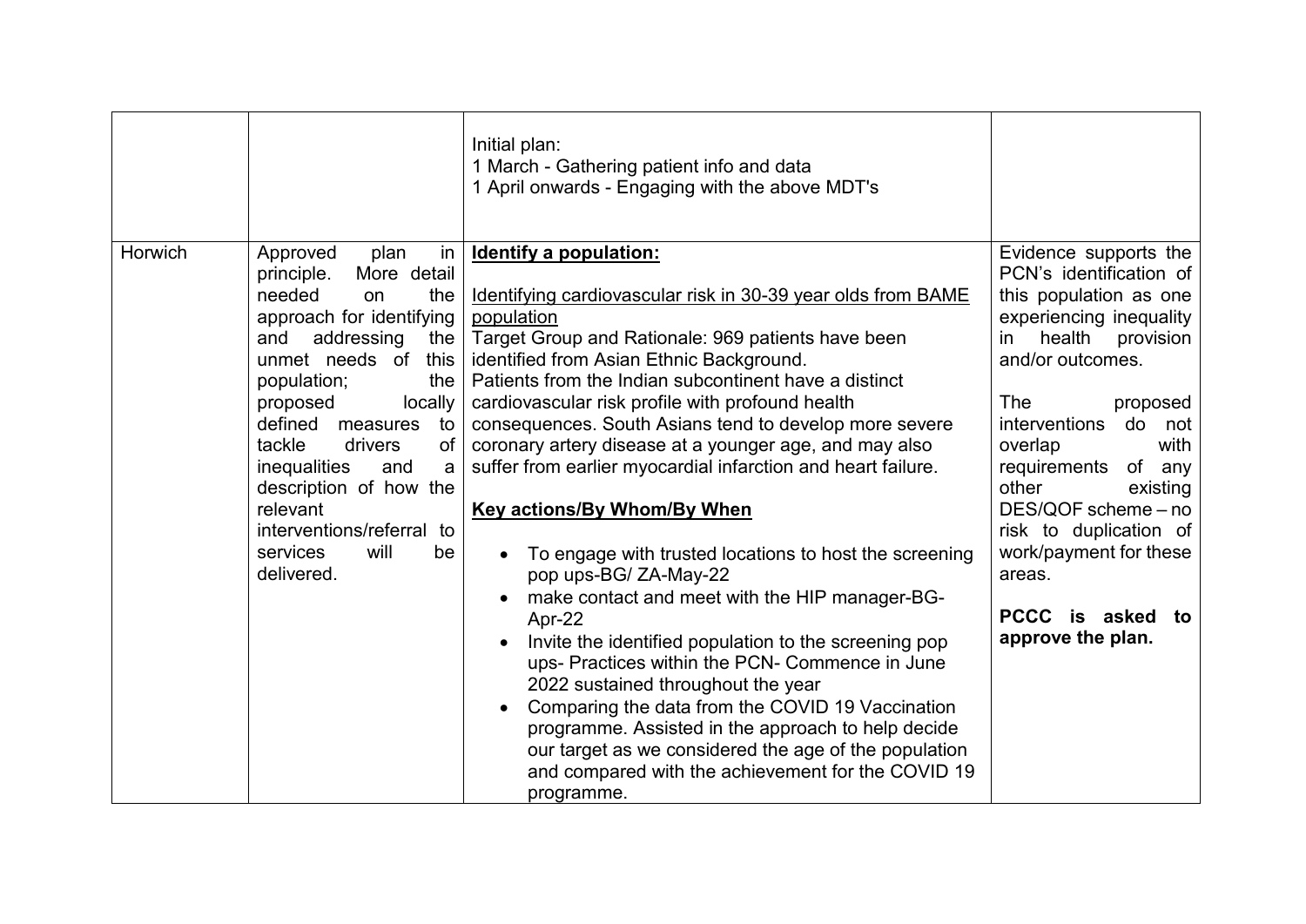| | | | |
|---|---|---|---|
| | | Initial plan:<br>1 March - Gathering patient info and data<br>1 April onwards - Engaging with the above MDT's | |
| Horwich | Approved plan in principle. More detail needed on the approach for identifying and addressing the unmet needs of this population; the proposed locally defined measures to tackle drivers of inequalities and a description of how the relevant interventions/referral to services will be delivered. | **<u>Identify a population:</u>**<br><br><u>Identifying cardiovascular risk in 30-39 year olds from BAME population</u><br>Target Group and Rationale: 969 patients have been identified from Asian Ethnic Background.<br>Patients from the Indian subcontinent have a distinct cardiovascular risk profile with profound health consequences. South Asians tend to develop more severe coronary artery disease at a younger age, and may also suffer from earlier myocardial infarction and heart failure.<br><br>**<u>Key actions/By Whom/By When</u>**<br><br>• To engage with trusted locations to host the screening pop ups-BG/ ZA-May-22<br>• make contact and meet with the HIP manager-BG-Apr-22<br>• Invite the identified population to the screening pop ups- Practices within the PCN- Commence in June 2022 sustained throughout the year<br>• Comparing the data from the COVID 19 Vaccination programme. Assisted in the approach to help decide our target as we considered the age of the population and compared with the achievement for the COVID 19 programme. | Evidence supports the PCN's identification of this population as one experiencing inequality in health provision and/or outcomes.<br><br>The proposed interventions do not overlap with requirements of any other existing DES/QOF scheme – no risk to duplication of work/payment for these areas.<br><br>**PCCC is asked to approve the plan.** |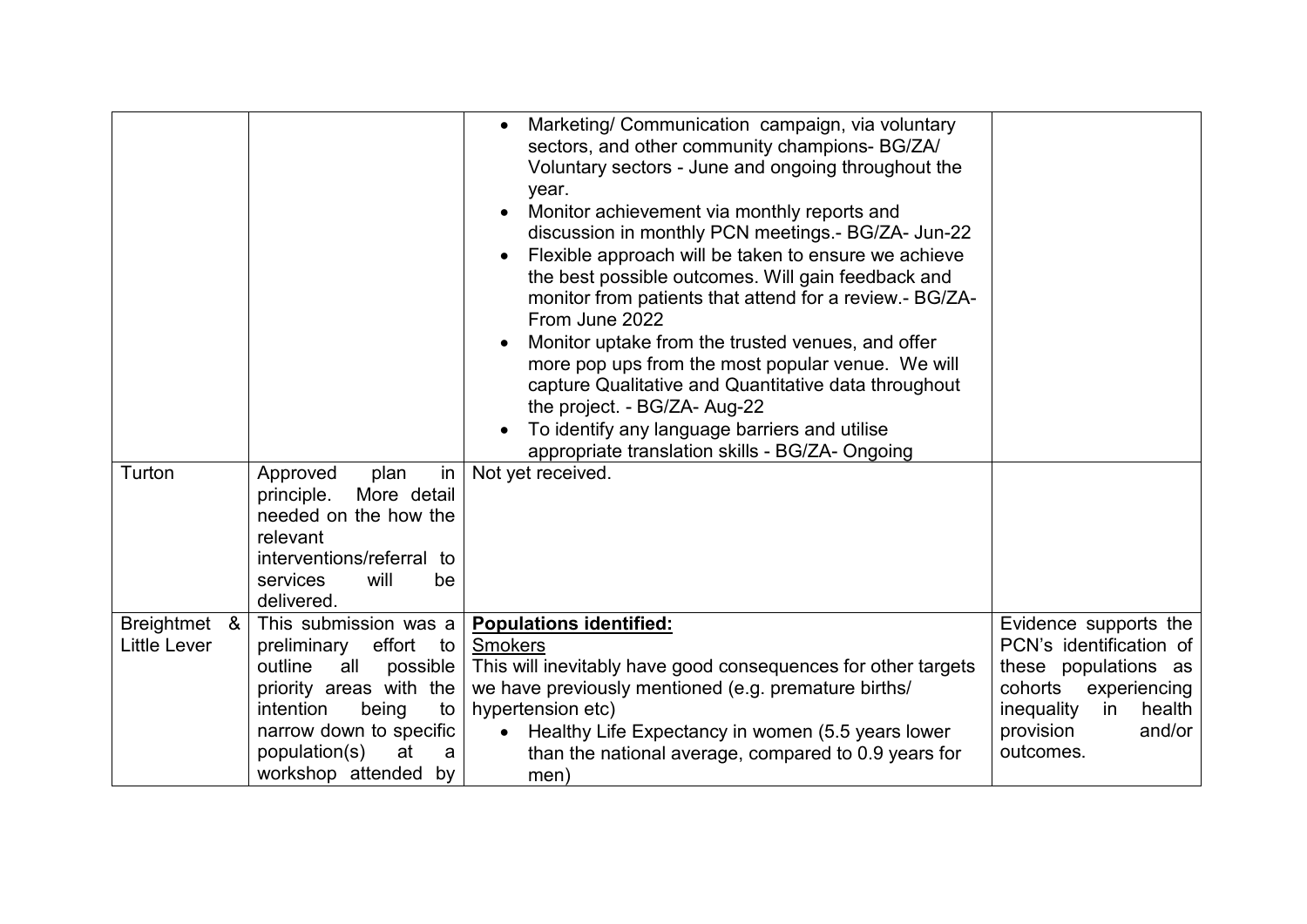| | | | |
|---|---|---|---|
| | | • Marketing/ Communication campaign, via voluntary sectors, and other community champions- BG/ZA/ Voluntary sectors - June and ongoing throughout the year.<br>• Monitor achievement via monthly reports and discussion in monthly PCN meetings.- BG/ZA- Jun-22<br>• Flexible approach will be taken to ensure we achieve the best possible outcomes. Will gain feedback and monitor from patients that attend for a review.- BG/ZA- From June 2022<br>• Monitor uptake from the trusted venues, and offer more pop ups from the most popular venue. We will capture Qualitative and Quantitative data throughout the project. - BG/ZA- Aug-22<br>• To identify any language barriers and utilise appropriate translation skills - BG/ZA- Ongoing | |
| Turton | Approved plan in principle. More detail needed on the how the relevant interventions/referral to services will be delivered. | Not yet received. | |
| Breightmet & Little Lever | This submission was a preliminary effort to outline all possible priority areas with the intention being to narrow down to specific population(s) at a workshop attended by | **Populations identified:**<br>Smokers<br>This will inevitably have good consequences for other targets we have previously mentioned (e.g. premature births/ hypertension etc)<br>• Healthy Life Expectancy in women (5.5 years lower than the national average, compared to 0.9 years for men) | Evidence supports the PCN's identification of these populations as cohorts experiencing inequality in health provision and/or outcomes. |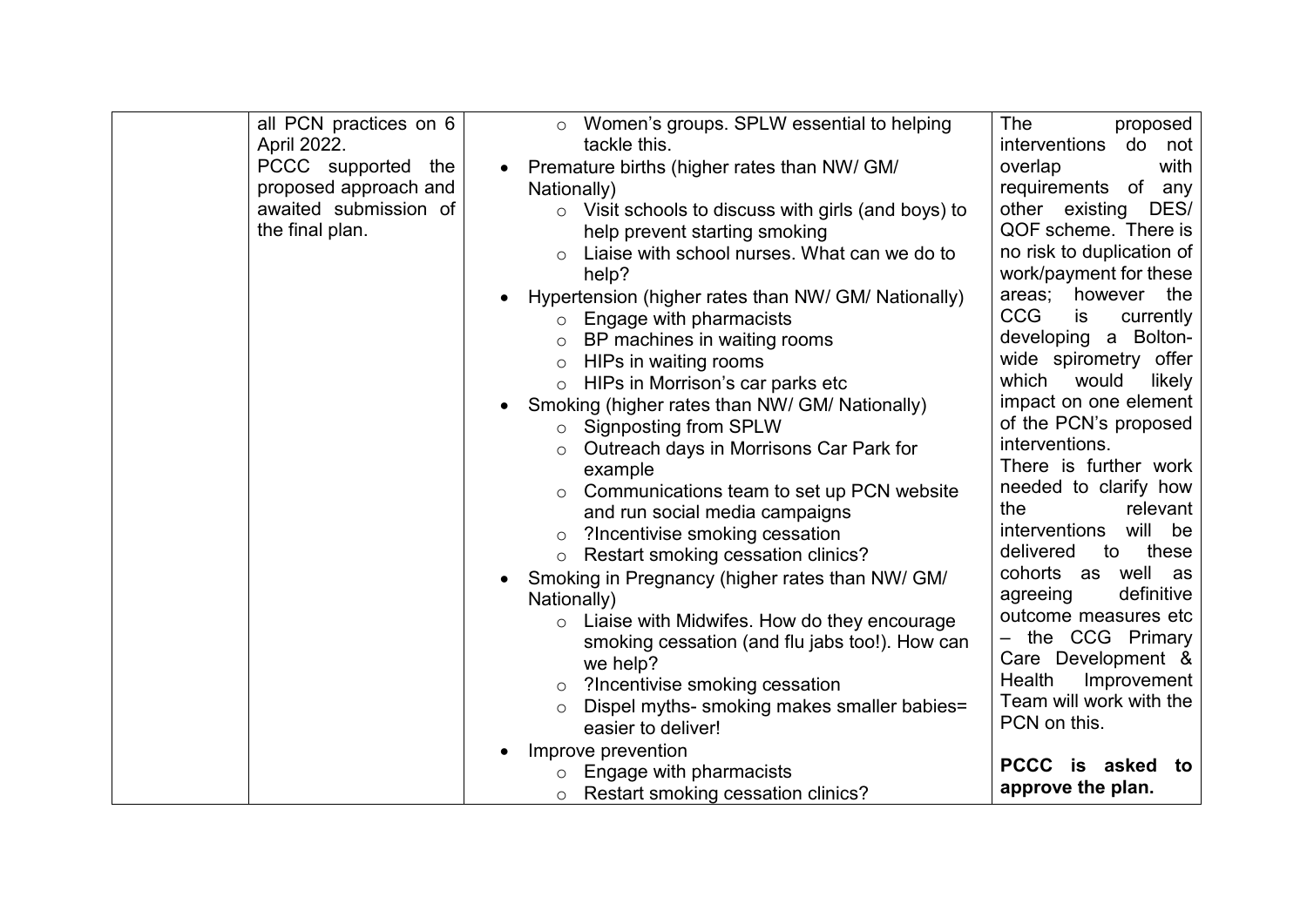| | | | |
|---|---|---|---|
| | all PCN practices on 6 April 2022.<br>PCCC supported the proposed approach and awaited submission of the final plan. | ◦ Women's groups. SPLW essential to helping tackle this.<br>• Premature births (higher rates than NW/ GM/ Nationally)<br>◦ Visit schools to discuss with girls (and boys) to help prevent starting smoking<br>◦ Liaise with school nurses. What can we do to help?<br>• Hypertension (higher rates than NW/ GM/ Nationally)<br>◦ Engage with pharmacists<br>◦ BP machines in waiting rooms<br>◦ HIPs in waiting rooms<br>◦ HIPs in Morrison's car parks etc<br>• Smoking (higher rates than NW/ GM/ Nationally)<br>◦ Signposting from SPLW<br>◦ Outreach days in Morrisons Car Park for example<br>◦ Communications team to set up PCN website and run social media campaigns<br>◦ ?Incentivise smoking cessation<br>◦ Restart smoking cessation clinics?<br>• Smoking in Pregnancy (higher rates than NW/ GM/ Nationally)<br>◦ Liaise with Midwifes. How do they encourage smoking cessation (and flu jabs too!). How can we help?<br>◦ ?Incentivise smoking cessation<br>◦ Dispel myths- smoking makes smaller babies= easier to deliver!<br>• Improve prevention<br>◦ Engage with pharmacists<br>◦ Restart smoking cessation clinics? | The proposed interventions do not overlap with requirements of any other existing DES/ QOF scheme. There is no risk to duplication of work/payment for these areas; however the CCG is currently developing a Bolton-wide spirometry offer which would likely impact on one element of the PCN's proposed interventions.<br>There is further work needed to clarify how the relevant interventions will be delivered to these cohorts as well as agreeing definitive outcome measures etc – the CCG Primary Care Development & Health Improvement Team will work with the PCN on this.<br><br>**PCCC is asked to approve the plan.** |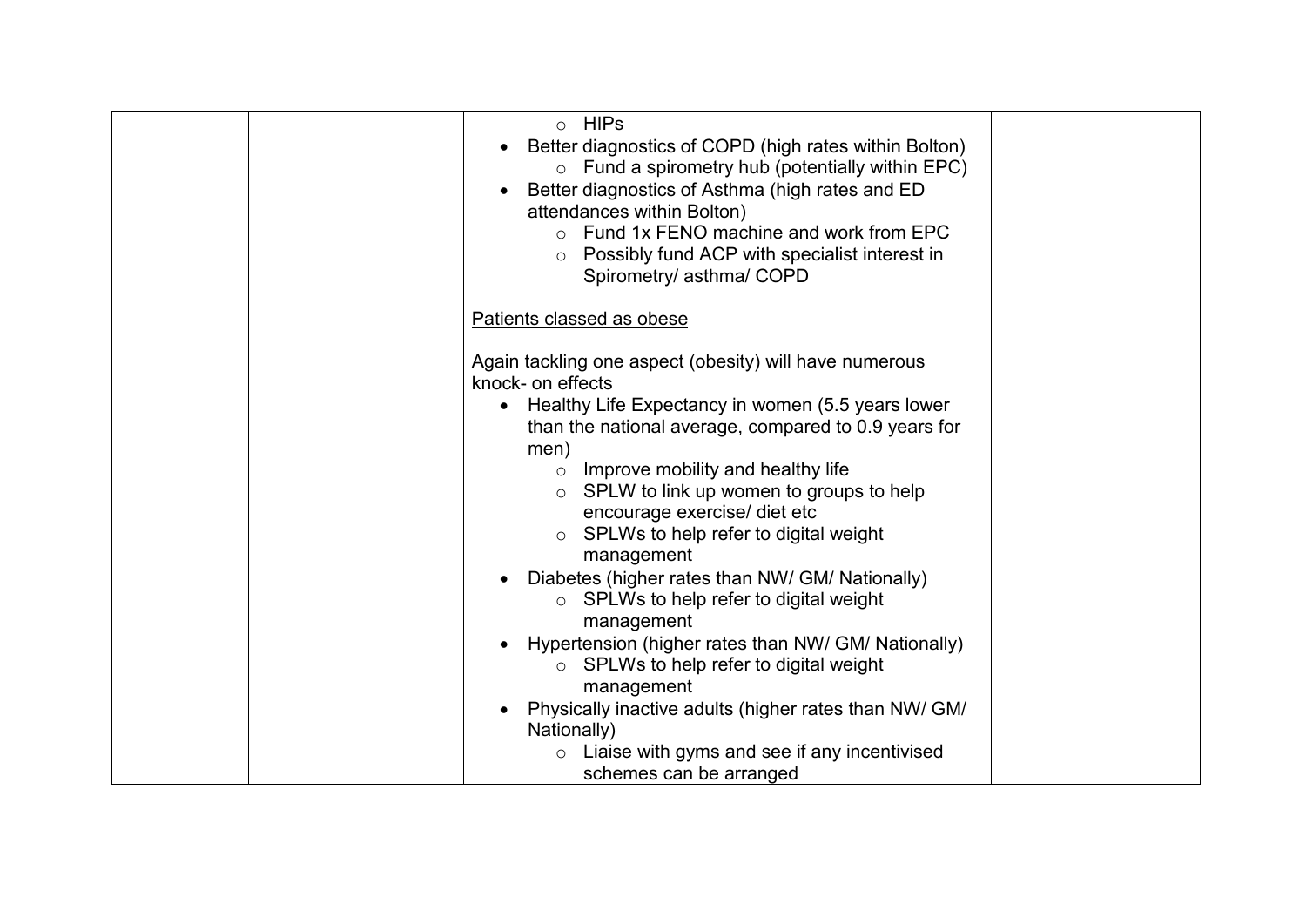| | | ◦ HIPs<br>• Better diagnostics of COPD (high rates within Bolton)<br>&nbsp;&nbsp;&nbsp;&nbsp;◦ Fund a spirometry hub (potentially within EPC)<br>• Better diagnostics of Asthma (high rates and ED attendances within Bolton)<br>&nbsp;&nbsp;&nbsp;&nbsp;◦ Fund 1x FENO machine and work from EPC<br>&nbsp;&nbsp;&nbsp;&nbsp;◦ Possibly fund ACP with specialist interest in Spirometry/ asthma/ COPD<br><br><u>Patients classed as obese</u><br><br>Again tackling one aspect (obesity) will have numerous knock- on effects<br>• Healthy Life Expectancy in women (5.5 years lower than the national average, compared to 0.9 years for men)<br>&nbsp;&nbsp;&nbsp;&nbsp;◦ Improve mobility and healthy life<br>&nbsp;&nbsp;&nbsp;&nbsp;◦ SPLW to link up women to groups to help encourage exercise/ diet etc<br>&nbsp;&nbsp;&nbsp;&nbsp;◦ SPLWs to help refer to digital weight management<br>• Diabetes (higher rates than NW/ GM/ Nationally)<br>&nbsp;&nbsp;&nbsp;&nbsp;◦ SPLWs to help refer to digital weight management<br>• Hypertension (higher rates than NW/ GM/ Nationally)<br>&nbsp;&nbsp;&nbsp;&nbsp;◦ SPLWs to help refer to digital weight management<br>• Physically inactive adults (higher rates than NW/ GM/ Nationally)<br>&nbsp;&nbsp;&nbsp;&nbsp;◦ Liaise with gyms and see if any incentivised schemes can be arranged | |
|---|---|---|---|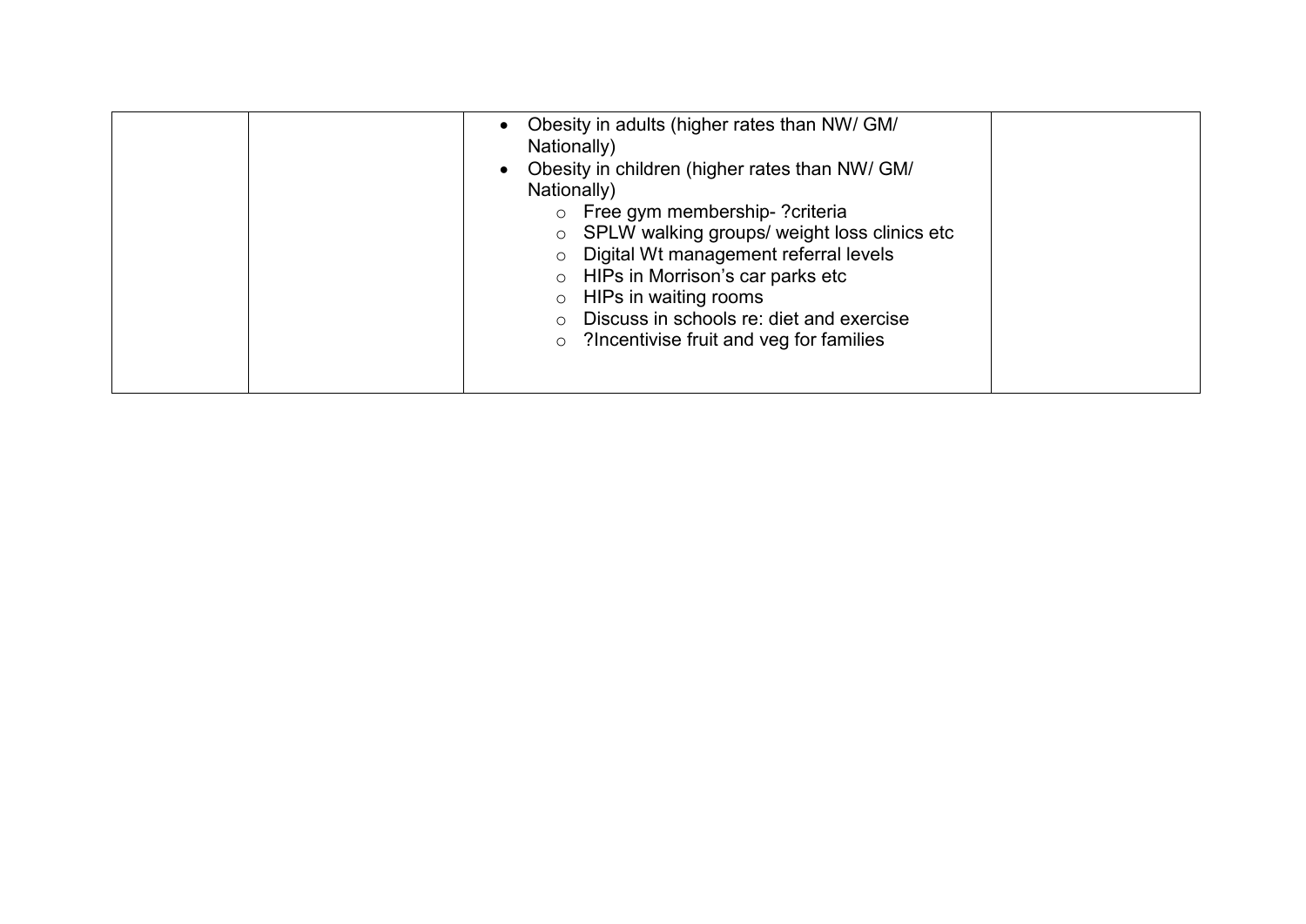| | | | |
|---|---|---|---|
| | | <ul><li>Obesity in adults (higher rates than NW/ GM/ Nationally)</li><li>Obesity in children (higher rates than NW/ GM/ Nationally)<ul><li>Free gym membership- ?criteria</li><li>SPLW walking groups/ weight loss clinics etc</li><li>Digital Wt management referral levels</li><li>HIPs in Morrison's car parks etc</li><li>HIPs in waiting rooms</li><li>Discuss in schools re: diet and exercise</li><li>?Incentivise fruit and veg for families</li></ul></li></ul> | |